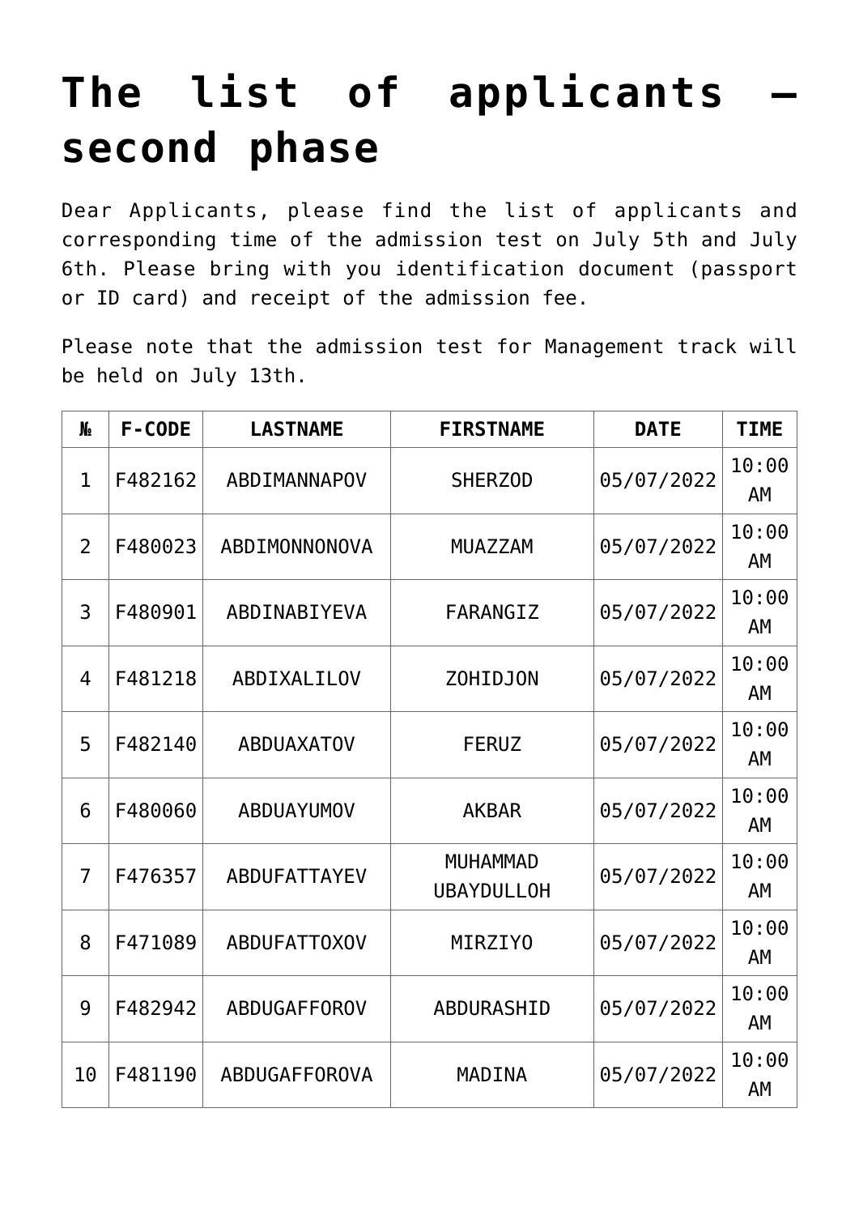# The list of applicants – second phase

Dear Applicants, please find the list of applicants and corresponding time of the admission test on July 5th and July 6th. Please bring with you identification document (passport or ID card) and receipt of the admission fee.

Please note that the admission test for Management track will be held on July 13th.

| № | F-CODE | LASTNAME | FIRSTNAME | DATE | TIME |
|---|---|---|---|---|---|
| 1 | F482162 | ABDIMANNAPOV | SHERZOD | 05/07/2022 | 10:00 AM |
| 2 | F480023 | ABDIMONNONOVA | MUAZZAM | 05/07/2022 | 10:00 AM |
| 3 | F480901 | ABDINABIYEVA | FARANGIZ | 05/07/2022 | 10:00 AM |
| 4 | F481218 | ABDIXALILOV | ZOHIDJON | 05/07/2022 | 10:00 AM |
| 5 | F482140 | ABDUAXATOV | FERUZ | 05/07/2022 | 10:00 AM |
| 6 | F480060 | ABDUAYUMOV | AKBAR | 05/07/2022 | 10:00 AM |
| 7 | F476357 | ABDUFATTAYEV | MUHAMMAD UBAYDULLOH | 05/07/2022 | 10:00 AM |
| 8 | F471089 | ABDUFATTOXOV | MIRZIYO | 05/07/2022 | 10:00 AM |
| 9 | F482942 | ABDUGAFFOROV | ABDURASHID | 05/07/2022 | 10:00 AM |
| 10 | F481190 | ABDUGAFFOROVA | MADINA | 05/07/2022 | 10:00 AM |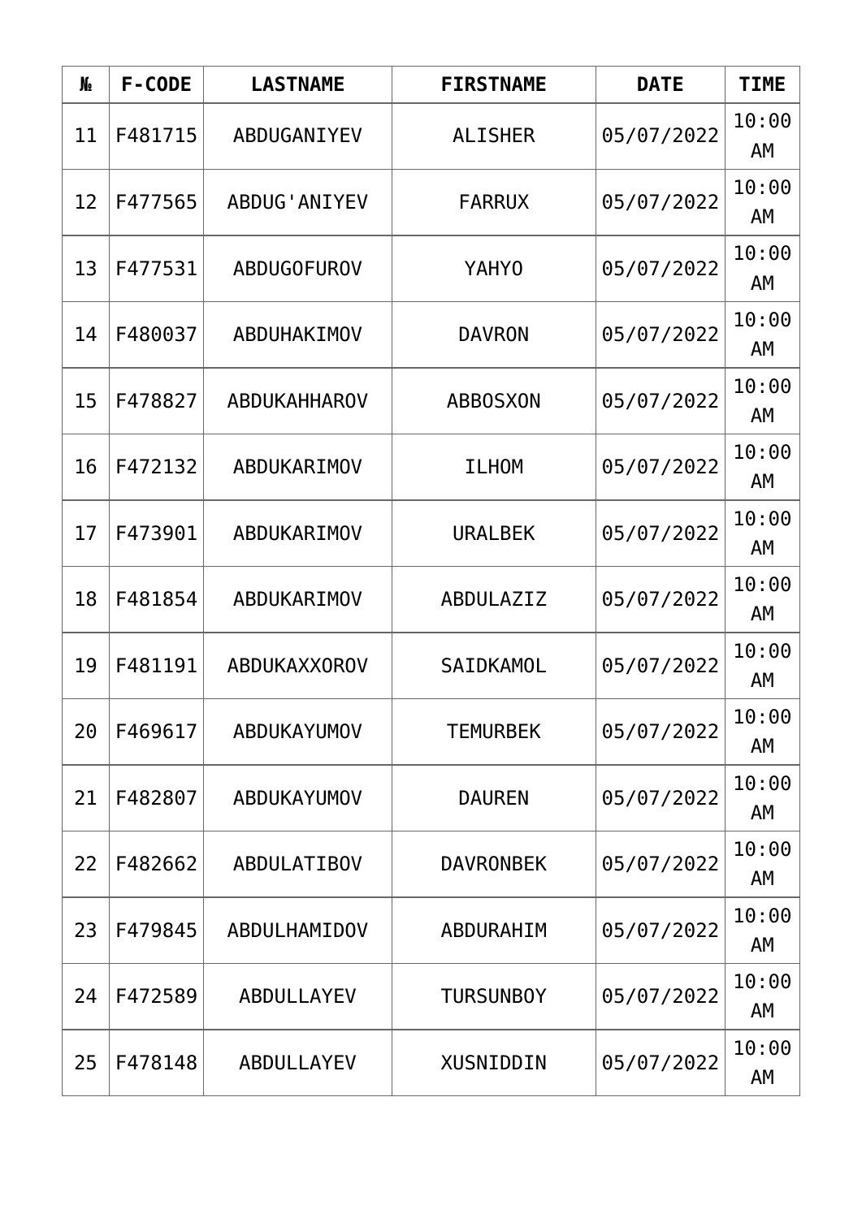| № | F-CODE | LASTNAME | FIRSTNAME | DATE | TIME |
|---|---|---|---|---|---|
| 11 | F481715 | ABDUGANIYEV | ALISHER | 05/07/2022 | 10:00 AM |
| 12 | F477565 | ABDUG'ANIYEV | FARRUX | 05/07/2022 | 10:00 AM |
| 13 | F477531 | ABDUGOFUROV | YAHYO | 05/07/2022 | 10:00 AM |
| 14 | F480037 | ABDUHAKIMOV | DAVRON | 05/07/2022 | 10:00 AM |
| 15 | F478827 | ABDUKAHHAROV | ABBOSXON | 05/07/2022 | 10:00 AM |
| 16 | F472132 | ABDUKARIMOV | ILHOM | 05/07/2022 | 10:00 AM |
| 17 | F473901 | ABDUKARIMOV | URALBEK | 05/07/2022 | 10:00 AM |
| 18 | F481854 | ABDUKARIMOV | ABDULAZIZ | 05/07/2022 | 10:00 AM |
| 19 | F481191 | ABDUKAXXOROV | SAIDKAMOL | 05/07/2022 | 10:00 AM |
| 20 | F469617 | ABDUKAYUMOV | TEMURBEK | 05/07/2022 | 10:00 AM |
| 21 | F482807 | ABDUKAYUMOV | DAUREN | 05/07/2022 | 10:00 AM |
| 22 | F482662 | ABDULATIBOV | DAVRONBEK | 05/07/2022 | 10:00 AM |
| 23 | F479845 | ABDULHAMIDOV | ABDURAHIM | 05/07/2022 | 10:00 AM |
| 24 | F472589 | ABDULLAYEV | TURSUNBOY | 05/07/2022 | 10:00 AM |
| 25 | F478148 | ABDULLAYEV | XUSNIDDIN | 05/07/2022 | 10:00 AM |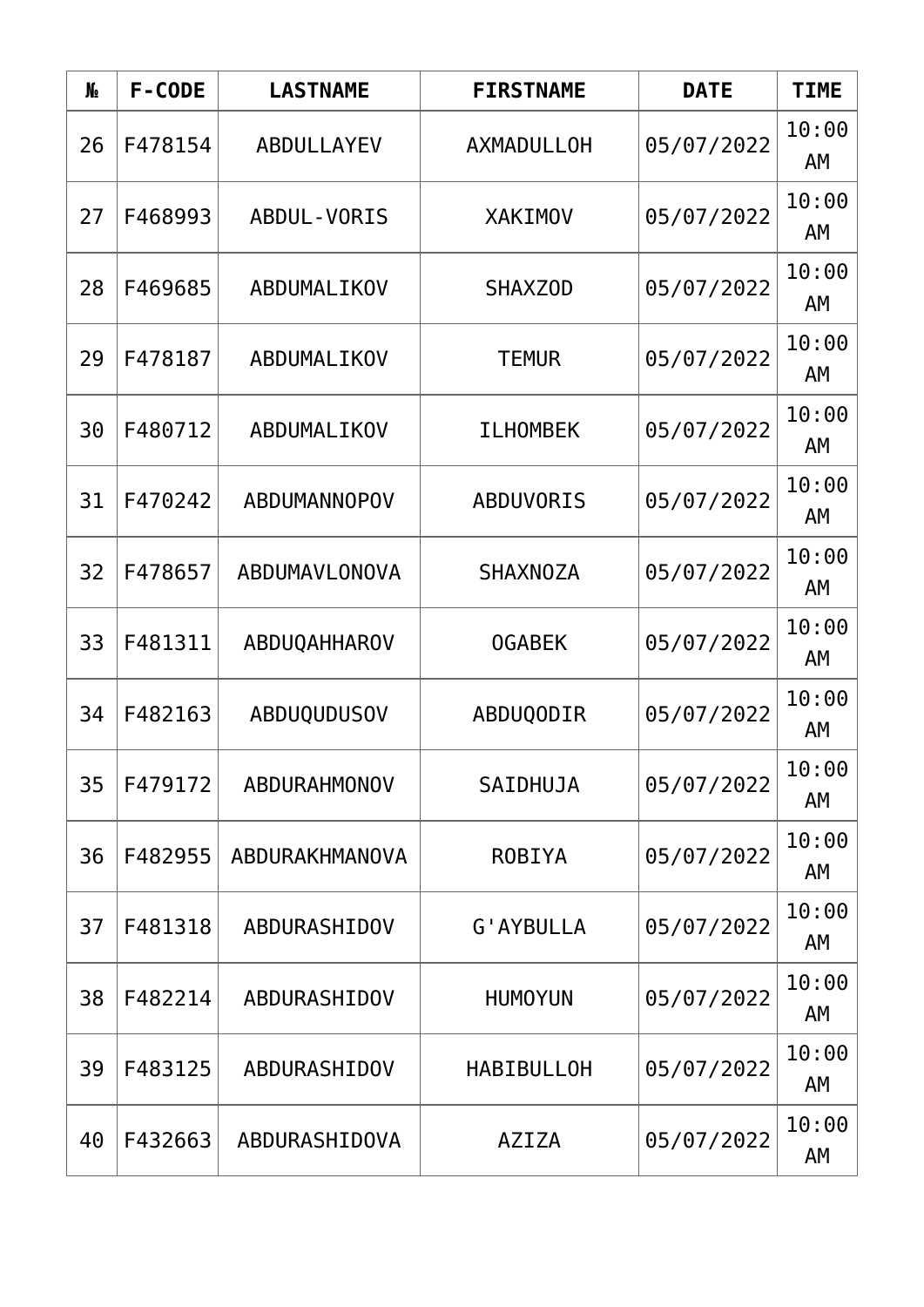| № | F-CODE | LASTNAME | FIRSTNAME | DATE | TIME |
|---|---|---|---|---|---|
| 26 | F478154 | ABDULLAYEV | AXMADULLOH | 05/07/2022 | 10:00 AM |
| 27 | F468993 | ABDUL-VORIS | XAKIMOV | 05/07/2022 | 10:00 AM |
| 28 | F469685 | ABDUMALIKOV | SHAXZOD | 05/07/2022 | 10:00 AM |
| 29 | F478187 | ABDUMALIKOV | TEMUR | 05/07/2022 | 10:00 AM |
| 30 | F480712 | ABDUMALIKOV | ILHOMBEK | 05/07/2022 | 10:00 AM |
| 31 | F470242 | ABDUMANNOPOV | ABDUVORIS | 05/07/2022 | 10:00 AM |
| 32 | F478657 | ABDUMAVLONOVA | SHAXNOZA | 05/07/2022 | 10:00 AM |
| 33 | F481311 | ABDUQAHHAROV | OGABEK | 05/07/2022 | 10:00 AM |
| 34 | F482163 | ABDUQUDUSOV | ABDUQODIR | 05/07/2022 | 10:00 AM |
| 35 | F479172 | ABDURAHMONOV | SAIDHUJA | 05/07/2022 | 10:00 AM |
| 36 | F482955 | ABDURAKHMANOVA | ROBIYA | 05/07/2022 | 10:00 AM |
| 37 | F481318 | ABDURASHIDOV | G'AYBULLA | 05/07/2022 | 10:00 AM |
| 38 | F482214 | ABDURASHIDOV | HUMOYUN | 05/07/2022 | 10:00 AM |
| 39 | F483125 | ABDURASHIDOV | HABIBULLOH | 05/07/2022 | 10:00 AM |
| 40 | F432663 | ABDURASHIDOVA | AZIZA | 05/07/2022 | 10:00 AM |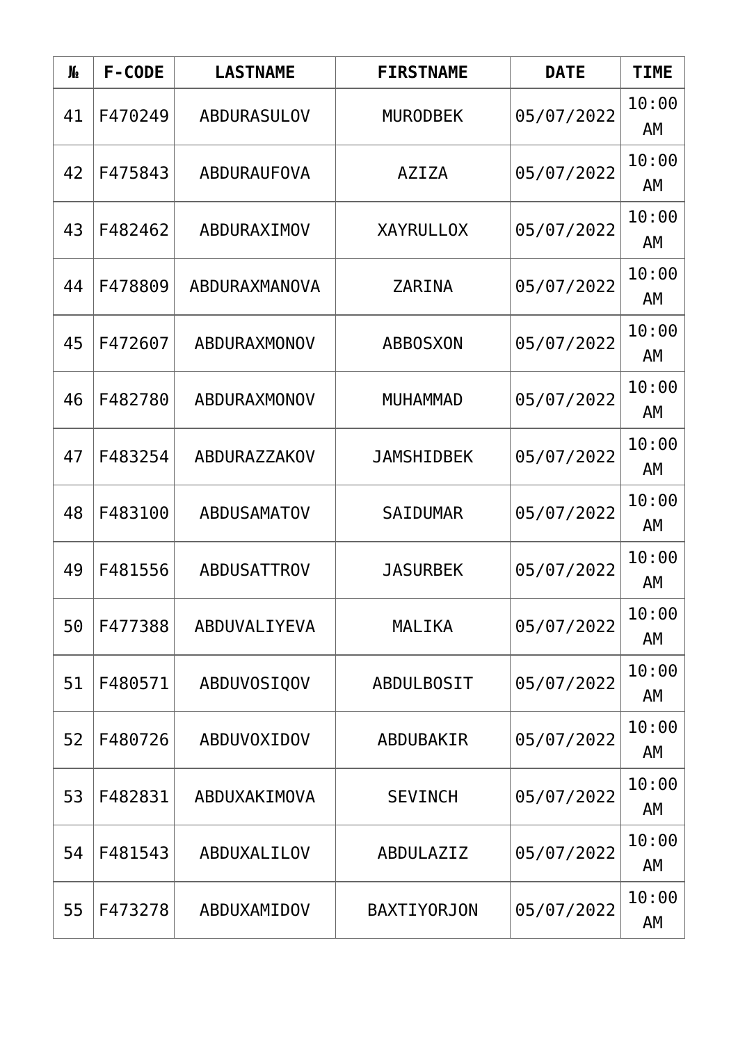| № | F-CODE | LASTNAME | FIRSTNAME | DATE | TIME |
|---|---|---|---|---|---|
| 41 | F470249 | ABDURASULOV | MURODBEK | 05/07/2022 | 10:00 AM |
| 42 | F475843 | ABDURAUFOVA | AZIZA | 05/07/2022 | 10:00 AM |
| 43 | F482462 | ABDURAXIMOV | XAYRULLOX | 05/07/2022 | 10:00 AM |
| 44 | F478809 | ABDURAXMANOVA | ZARINA | 05/07/2022 | 10:00 AM |
| 45 | F472607 | ABDURAXMONOV | ABBOSXON | 05/07/2022 | 10:00 AM |
| 46 | F482780 | ABDURAXMONOV | MUHAMMAD | 05/07/2022 | 10:00 AM |
| 47 | F483254 | ABDURAZZAKOV | JAMSHIDBEK | 05/07/2022 | 10:00 AM |
| 48 | F483100 | ABDUSAMATOV | SAIDUMAR | 05/07/2022 | 10:00 AM |
| 49 | F481556 | ABDUSATTROV | JASURBEK | 05/07/2022 | 10:00 AM |
| 50 | F477388 | ABDUVALIYEVA | MALIKA | 05/07/2022 | 10:00 AM |
| 51 | F480571 | ABDUVOSIQOV | ABDULBOSIT | 05/07/2022 | 10:00 AM |
| 52 | F480726 | ABDUVOXIDOV | ABDUBAKIR | 05/07/2022 | 10:00 AM |
| 53 | F482831 | ABDUXAKIMOVA | SEVINCH | 05/07/2022 | 10:00 AM |
| 54 | F481543 | ABDUXALILOV | ABDULAZIZ | 05/07/2022 | 10:00 AM |
| 55 | F473278 | ABDUXAMIDOV | BAXTIYORJON | 05/07/2022 | 10:00 AM |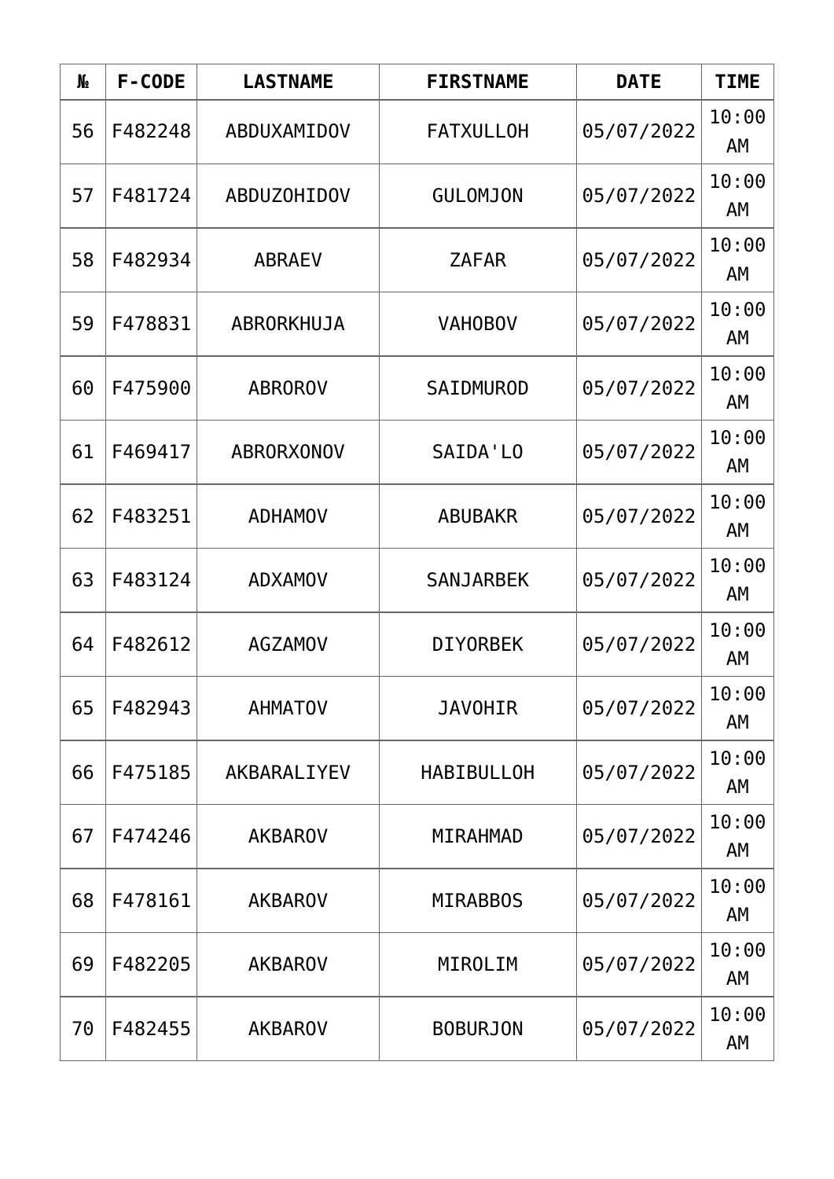| № | F-CODE | LASTNAME | FIRSTNAME | DATE | TIME |
|---|---|---|---|---|---|
| 56 | F482248 | ABDUXAMIDOV | FATXULLOH | 05/07/2022 | 10:00 AM |
| 57 | F481724 | ABDUZOHIDOV | GULOMJON | 05/07/2022 | 10:00 AM |
| 58 | F482934 | ABRAEV | ZAFAR | 05/07/2022 | 10:00 AM |
| 59 | F478831 | ABRORKHUJA | VAHOBOV | 05/07/2022 | 10:00 AM |
| 60 | F475900 | ABROROV | SAIDMUROD | 05/07/2022 | 10:00 AM |
| 61 | F469417 | ABRORXONOV | SAIDA'LO | 05/07/2022 | 10:00 AM |
| 62 | F483251 | ADHAMOV | ABUBAKR | 05/07/2022 | 10:00 AM |
| 63 | F483124 | ADXAMOV | SANJARBEK | 05/07/2022 | 10:00 AM |
| 64 | F482612 | AGZAMOV | DIYORBEK | 05/07/2022 | 10:00 AM |
| 65 | F482943 | AHMATOV | JAVOHIR | 05/07/2022 | 10:00 AM |
| 66 | F475185 | AKBARALIYEV | HABIBULLOH | 05/07/2022 | 10:00 AM |
| 67 | F474246 | AKBAROV | MIRAHMAD | 05/07/2022 | 10:00 AM |
| 68 | F478161 | AKBAROV | MIRABBOS | 05/07/2022 | 10:00 AM |
| 69 | F482205 | AKBAROV | MIROLIM | 05/07/2022 | 10:00 AM |
| 70 | F482455 | AKBAROV | BOBURJON | 05/07/2022 | 10:00 AM |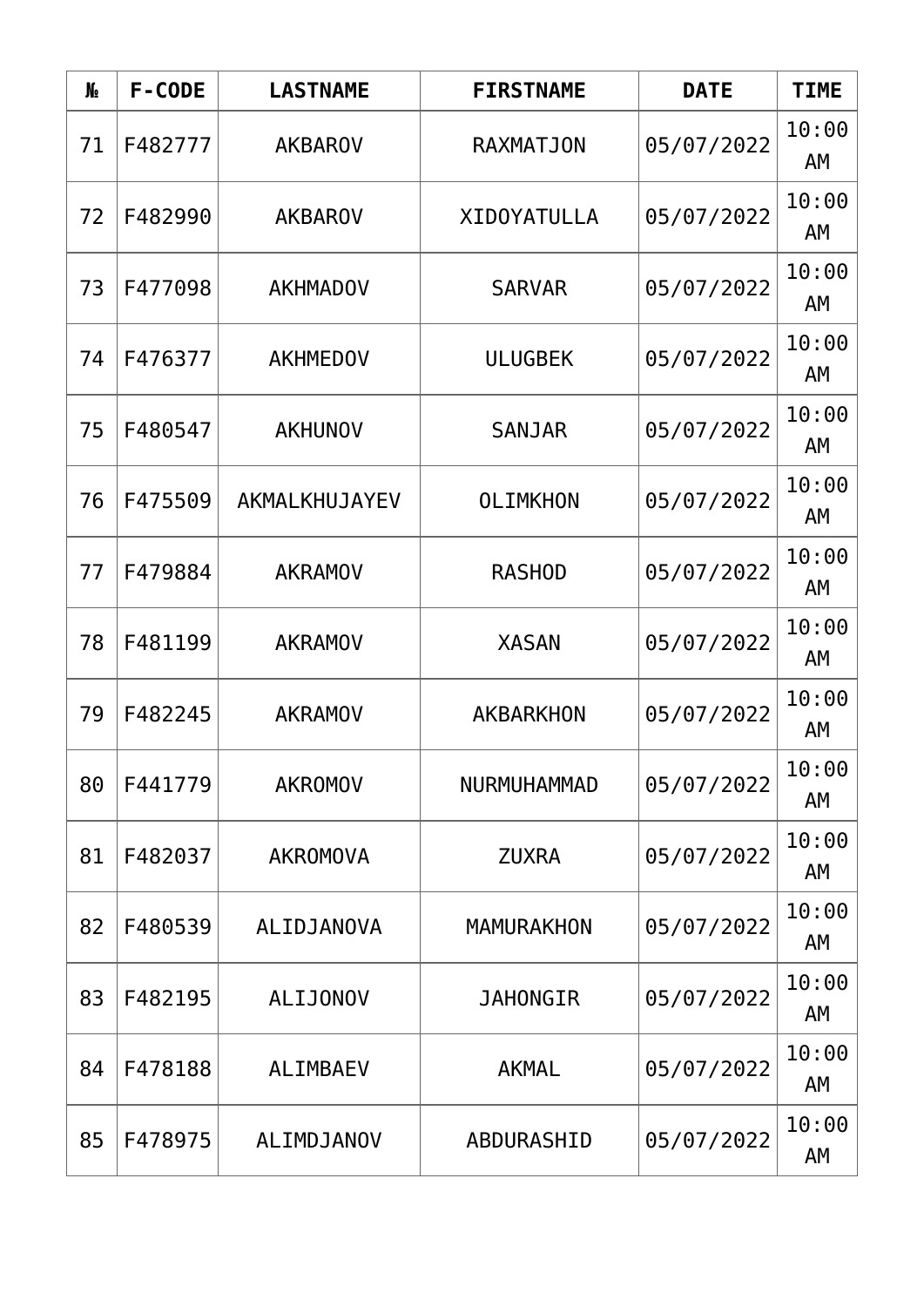| № | F-CODE | LASTNAME | FIRSTNAME | DATE | TIME |
|---|---|---|---|---|---|
| 71 | F482777 | AKBAROV | RAXMATJON | 05/07/2022 | 10:00 AM |
| 72 | F482990 | AKBAROV | XIDOYATULLA | 05/07/2022 | 10:00 AM |
| 73 | F477098 | AKHMADOV | SARVAR | 05/07/2022 | 10:00 AM |
| 74 | F476377 | AKHMEDOV | ULUGBEK | 05/07/2022 | 10:00 AM |
| 75 | F480547 | AKHUNOV | SANJAR | 05/07/2022 | 10:00 AM |
| 76 | F475509 | AKMALKHUJAYEV | OLIMKHON | 05/07/2022 | 10:00 AM |
| 77 | F479884 | AKRAMOV | RASHOD | 05/07/2022 | 10:00 AM |
| 78 | F481199 | AKRAMOV | XASAN | 05/07/2022 | 10:00 AM |
| 79 | F482245 | AKRAMOV | AKBARKHON | 05/07/2022 | 10:00 AM |
| 80 | F441779 | AKROMOV | NURMUHAMMAD | 05/07/2022 | 10:00 AM |
| 81 | F482037 | AKROMOVA | ZUXRA | 05/07/2022 | 10:00 AM |
| 82 | F480539 | ALIDJANOVA | MAMURAKHON | 05/07/2022 | 10:00 AM |
| 83 | F482195 | ALIJONOV | JAHONGIR | 05/07/2022 | 10:00 AM |
| 84 | F478188 | ALIMBAEV | AKMAL | 05/07/2022 | 10:00 AM |
| 85 | F478975 | ALIMDJANOV | ABDURASHID | 05/07/2022 | 10:00 AM |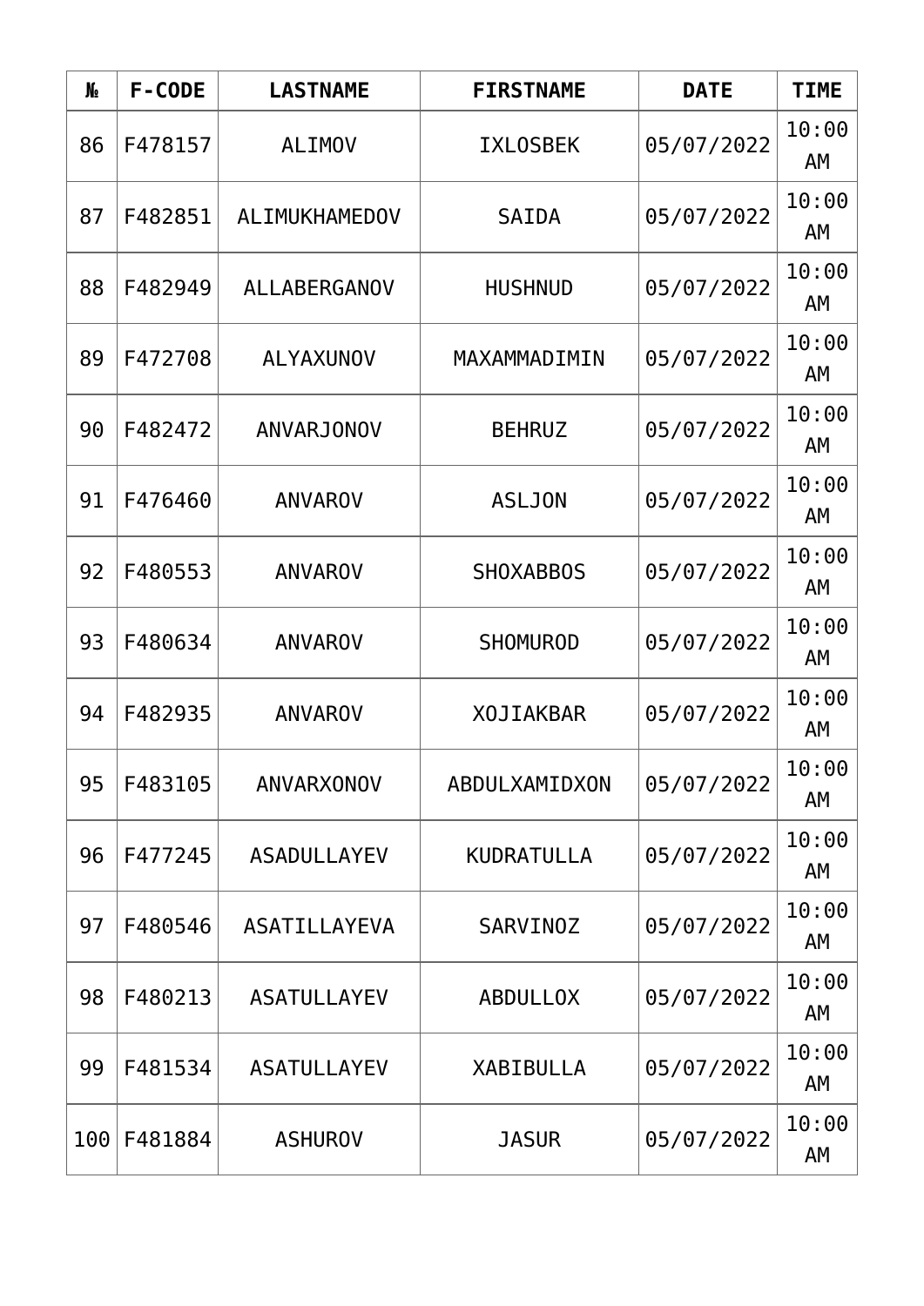| № | F-CODE | LASTNAME | FIRSTNAME | DATE | TIME |
|---|---|---|---|---|---|
| 86 | F478157 | ALIMOV | IXLOSBEK | 05/07/2022 | 10:00 AM |
| 87 | F482851 | ALIMUKHAMEDOV | SAIDA | 05/07/2022 | 10:00 AM |
| 88 | F482949 | ALLABERGANOV | HUSHNUD | 05/07/2022 | 10:00 AM |
| 89 | F472708 | ALYAXUNOV | MAXAMMADIMIN | 05/07/2022 | 10:00 AM |
| 90 | F482472 | ANVARJONOV | BEHRUZ | 05/07/2022 | 10:00 AM |
| 91 | F476460 | ANVAROV | ASLJON | 05/07/2022 | 10:00 AM |
| 92 | F480553 | ANVAROV | SHOXABBOS | 05/07/2022 | 10:00 AM |
| 93 | F480634 | ANVAROV | SHOMUROD | 05/07/2022 | 10:00 AM |
| 94 | F482935 | ANVAROV | XOJIAKBAR | 05/07/2022 | 10:00 AM |
| 95 | F483105 | ANVARXONOV | ABDULXAMIDXON | 05/07/2022 | 10:00 AM |
| 96 | F477245 | ASADULLAYEV | KUDRATULLA | 05/07/2022 | 10:00 AM |
| 97 | F480546 | ASATILLAYEVA | SARVINOZ | 05/07/2022 | 10:00 AM |
| 98 | F480213 | ASATULLAYEV | ABDULLOX | 05/07/2022 | 10:00 AM |
| 99 | F481534 | ASATULLAYEV | XABIBULLA | 05/07/2022 | 10:00 AM |
| 100 | F481884 | ASHUROV | JASUR | 05/07/2022 | 10:00 AM |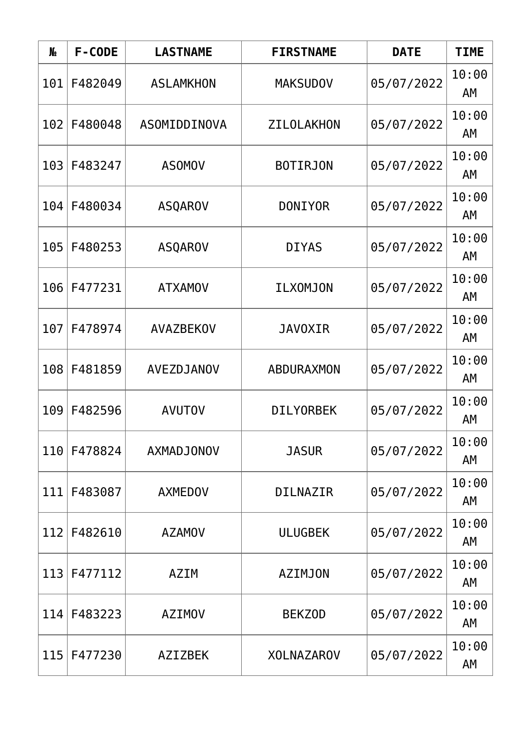| № | F-CODE | LASTNAME | FIRSTNAME | DATE | TIME |
|---|---|---|---|---|---|
| 101 | F482049 | ASLAMKHON | MAKSUDOV | 05/07/2022 | 10:00 AM |
| 102 | F480048 | ASOMIDDINOVA | ZILOLAKHON | 05/07/2022 | 10:00 AM |
| 103 | F483247 | ASOMOV | BOTIRJON | 05/07/2022 | 10:00 AM |
| 104 | F480034 | ASQAROV | DONIYOR | 05/07/2022 | 10:00 AM |
| 105 | F480253 | ASQAROV | DIYAS | 05/07/2022 | 10:00 AM |
| 106 | F477231 | ATXAMOV | ILXOMJON | 05/07/2022 | 10:00 AM |
| 107 | F478974 | AVAZBEKOV | JAVOXIR | 05/07/2022 | 10:00 AM |
| 108 | F481859 | AVEZDJANOV | ABDURAXMON | 05/07/2022 | 10:00 AM |
| 109 | F482596 | AVUTOV | DILYORBEK | 05/07/2022 | 10:00 AM |
| 110 | F478824 | AXMADJONOV | JASUR | 05/07/2022 | 10:00 AM |
| 111 | F483087 | AXMEDOV | DILNAZIR | 05/07/2022 | 10:00 AM |
| 112 | F482610 | AZAMOV | ULUGBEK | 05/07/2022 | 10:00 AM |
| 113 | F477112 | AZIM | AZIMJON | 05/07/2022 | 10:00 AM |
| 114 | F483223 | AZIMOV | BEKZOD | 05/07/2022 | 10:00 AM |
| 115 | F477230 | AZIZBEK | XOLNAZAROV | 05/07/2022 | 10:00 AM |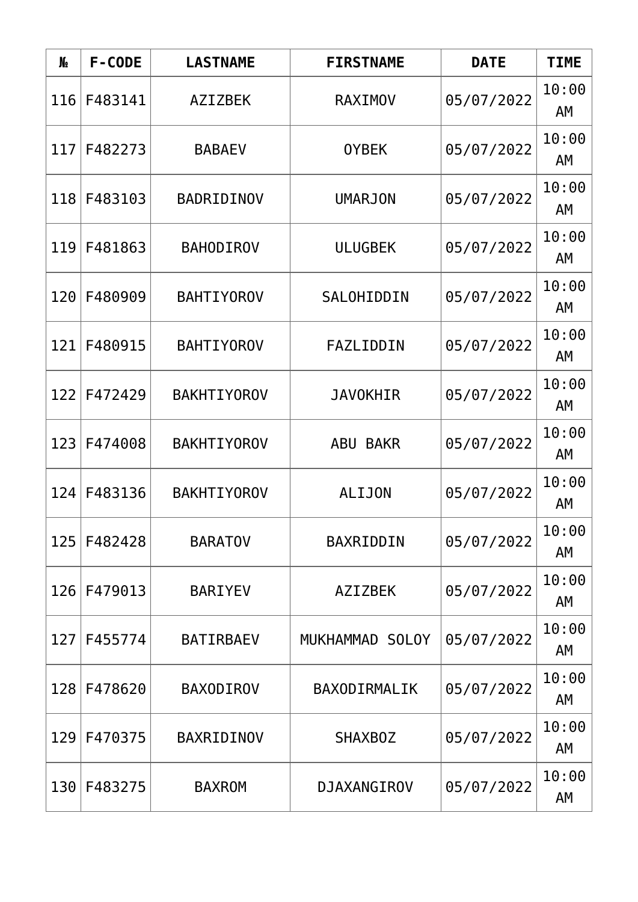| № | F-CODE | LASTNAME | FIRSTNAME | DATE | TIME |
|---|---|---|---|---|---|
| 116 | F483141 | AZIZBEK | RAXIMOV | 05/07/2022 | 10:00 AM |
| 117 | F482273 | BABAEV | OYBEK | 05/07/2022 | 10:00 AM |
| 118 | F483103 | BADRIDINOV | UMARJON | 05/07/2022 | 10:00 AM |
| 119 | F481863 | BAHODIROV | ULUGBEK | 05/07/2022 | 10:00 AM |
| 120 | F480909 | BAHTIYOROV | SALOHIDDIN | 05/07/2022 | 10:00 AM |
| 121 | F480915 | BAHTIYOROV | FAZLIDDIN | 05/07/2022 | 10:00 AM |
| 122 | F472429 | BAKHTIYOROV | JAVOKHIR | 05/07/2022 | 10:00 AM |
| 123 | F474008 | BAKHTIYOROV | ABU BAKR | 05/07/2022 | 10:00 AM |
| 124 | F483136 | BAKHTIYOROV | ALIJON | 05/07/2022 | 10:00 AM |
| 125 | F482428 | BARATOV | BAXRIDDIN | 05/07/2022 | 10:00 AM |
| 126 | F479013 | BARIYEV | AZIZBEK | 05/07/2022 | 10:00 AM |
| 127 | F455774 | BATIRBAEV | MUKHAMMAD SOLOY | 05/07/2022 | 10:00 AM |
| 128 | F478620 | BAXODIROV | BAXODIRMALIK | 05/07/2022 | 10:00 AM |
| 129 | F470375 | BAXRIDINOV | SHAXBOZ | 05/07/2022 | 10:00 AM |
| 130 | F483275 | BAXROM | DJAXANGIROV | 05/07/2022 | 10:00 AM |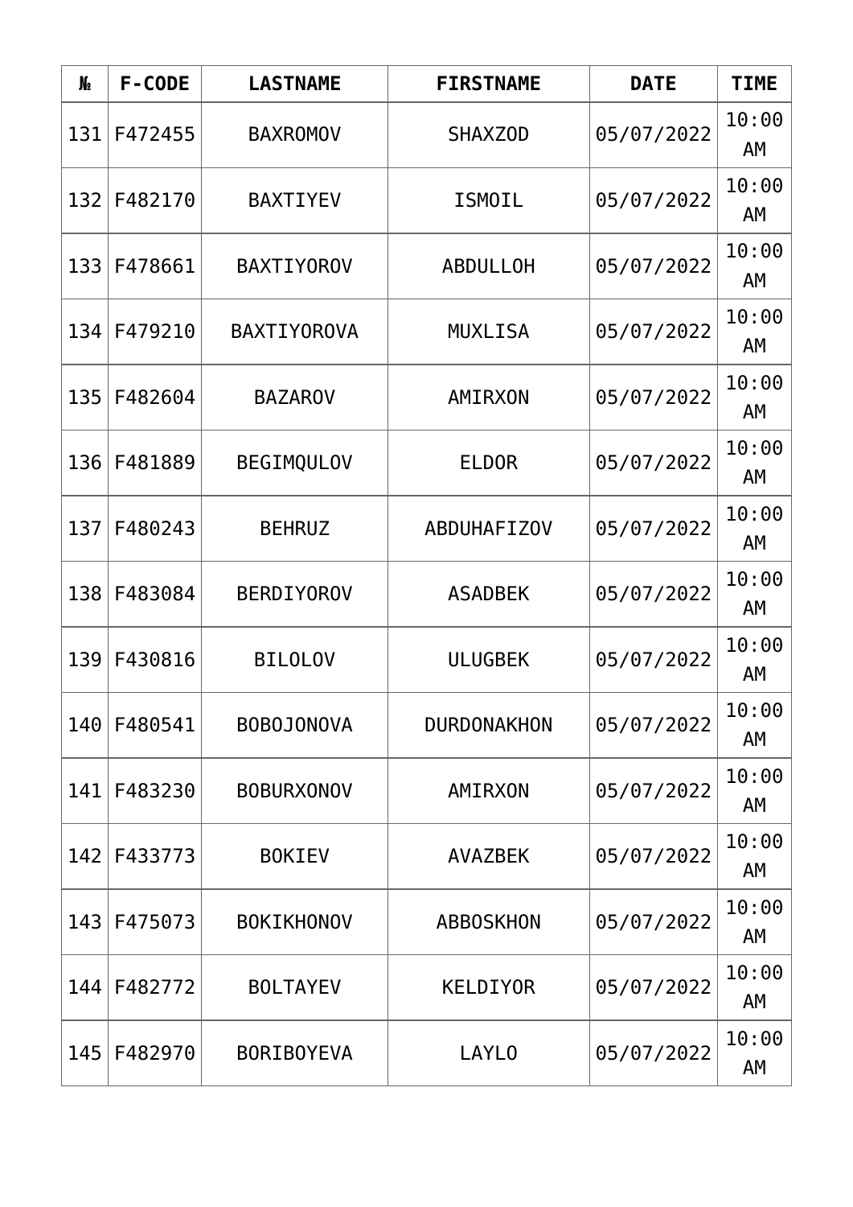| № | F-CODE | LASTNAME | FIRSTNAME | DATE | TIME |
|---|---|---|---|---|---|
| 131 | F472455 | BAXROMOV | SHAXZOD | 05/07/2022 | 10:00 AM |
| 132 | F482170 | BAXTIYEV | ISMOIL | 05/07/2022 | 10:00 AM |
| 133 | F478661 | BAXTIYOROV | ABDULLOH | 05/07/2022 | 10:00 AM |
| 134 | F479210 | BAXTIYOROVA | MUXLISA | 05/07/2022 | 10:00 AM |
| 135 | F482604 | BAZAROV | AMIRXON | 05/07/2022 | 10:00 AM |
| 136 | F481889 | BEGIMQULOV | ELDOR | 05/07/2022 | 10:00 AM |
| 137 | F480243 | BEHRUZ | ABDUHAFIZOV | 05/07/2022 | 10:00 AM |
| 138 | F483084 | BERDIYOROV | ASADBEK | 05/07/2022 | 10:00 AM |
| 139 | F430816 | BILOLOV | ULUGBEK | 05/07/2022 | 10:00 AM |
| 140 | F480541 | BOBOJONOVA | DURDONAKHON | 05/07/2022 | 10:00 AM |
| 141 | F483230 | BOBURXONOV | AMIRXON | 05/07/2022 | 10:00 AM |
| 142 | F433773 | BOKIEV | AVAZBEK | 05/07/2022 | 10:00 AM |
| 143 | F475073 | BOKIKHONOV | ABBOSKHON | 05/07/2022 | 10:00 AM |
| 144 | F482772 | BOLTAYEV | KELDIYOR | 05/07/2022 | 10:00 AM |
| 145 | F482970 | BORIBOYEVA | LAYLO | 05/07/2022 | 10:00 AM |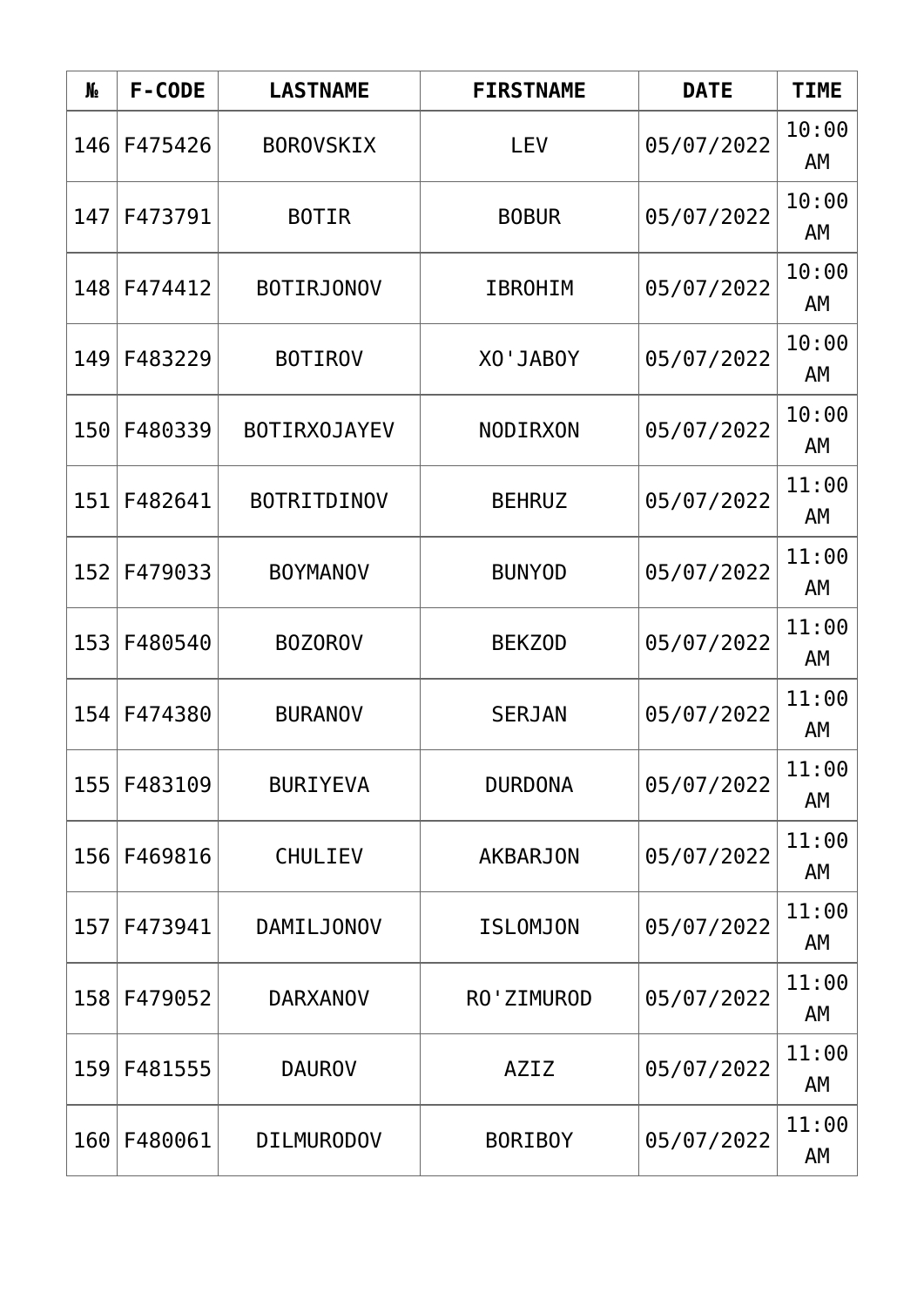| № | F-CODE | LASTNAME | FIRSTNAME | DATE | TIME |
|---|---|---|---|---|---|
| 146 | F475426 | BOROVSKIX | LEV | 05/07/2022 | 10:00 AM |
| 147 | F473791 | BOTIR | BOBUR | 05/07/2022 | 10:00 AM |
| 148 | F474412 | BOTIRJONOV | IBROHIM | 05/07/2022 | 10:00 AM |
| 149 | F483229 | BOTIROV | XO'JABOY | 05/07/2022 | 10:00 AM |
| 150 | F480339 | BOTIRXOJAYEV | NODIRXON | 05/07/2022 | 10:00 AM |
| 151 | F482641 | BOTRITDINOV | BEHRUZ | 05/07/2022 | 11:00 AM |
| 152 | F479033 | BOYMANOV | BUNYOD | 05/07/2022 | 11:00 AM |
| 153 | F480540 | BOZOROV | BEKZOD | 05/07/2022 | 11:00 AM |
| 154 | F474380 | BURANOV | SERJAN | 05/07/2022 | 11:00 AM |
| 155 | F483109 | BURIYEVA | DURDONA | 05/07/2022 | 11:00 AM |
| 156 | F469816 | CHULIEV | AKBARJON | 05/07/2022 | 11:00 AM |
| 157 | F473941 | DAMILJONOV | ISLOMJON | 05/07/2022 | 11:00 AM |
| 158 | F479052 | DARXANOV | RO'ZIMUROD | 05/07/2022 | 11:00 AM |
| 159 | F481555 | DAUROV | AZIZ | 05/07/2022 | 11:00 AM |
| 160 | F480061 | DILMURODOV | BORIBOY | 05/07/2022 | 11:00 AM |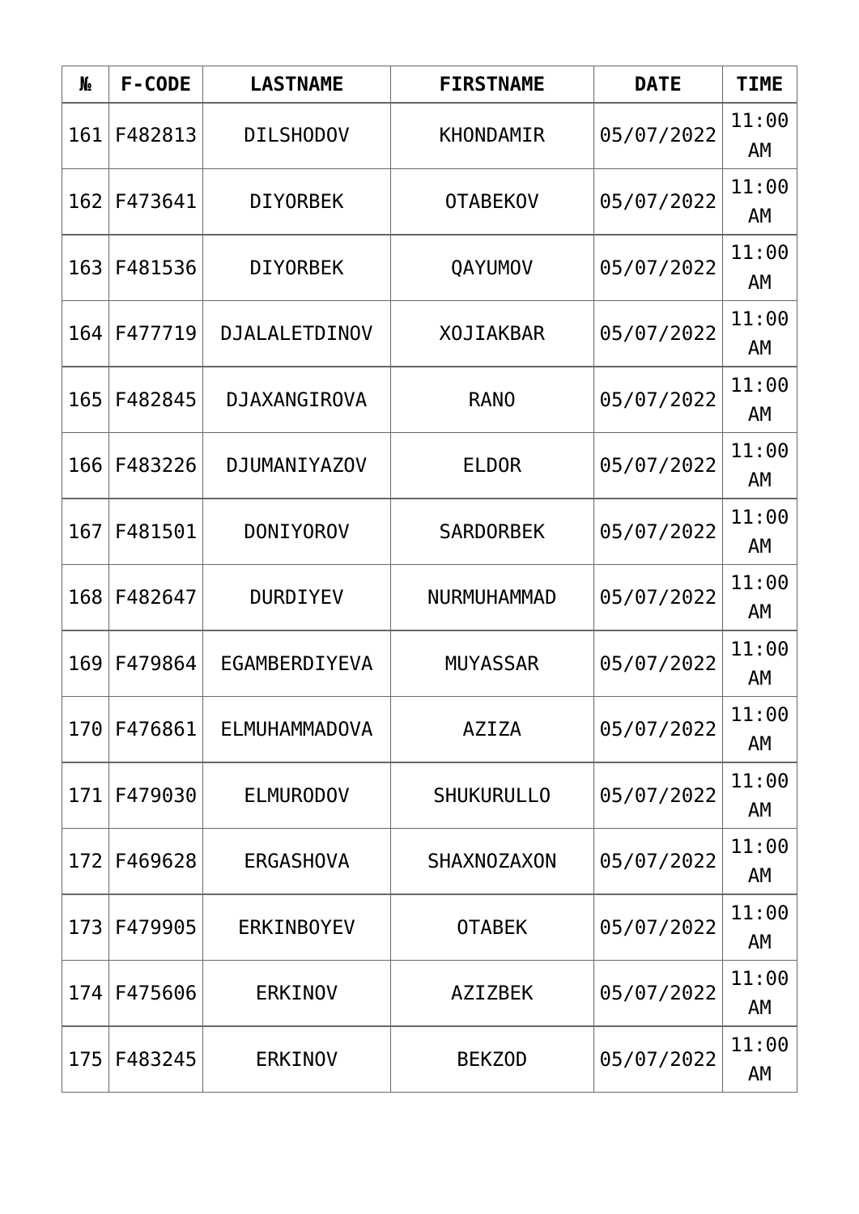| № | F-CODE | LASTNAME | FIRSTNAME | DATE | TIME |
|---|---|---|---|---|---|
| 161 | F482813 | DILSHODOV | KHONDAMIR | 05/07/2022 | 11:00 AM |
| 162 | F473641 | DIYORBEK | OTABEKOV | 05/07/2022 | 11:00 AM |
| 163 | F481536 | DIYORBEK | QAYUMOV | 05/07/2022 | 11:00 AM |
| 164 | F477719 | DJALALETDINOV | XOJIAKBAR | 05/07/2022 | 11:00 AM |
| 165 | F482845 | DJAXANGIROVA | RANO | 05/07/2022 | 11:00 AM |
| 166 | F483226 | DJUMANIYAZOV | ELDOR | 05/07/2022 | 11:00 AM |
| 167 | F481501 | DONIYOROV | SARDORBEK | 05/07/2022 | 11:00 AM |
| 168 | F482647 | DURDIYEV | NURMUHAMMAD | 05/07/2022 | 11:00 AM |
| 169 | F479864 | EGAMBERDIYEVA | MUYASSAR | 05/07/2022 | 11:00 AM |
| 170 | F476861 | ELMUHAMMADOVA | AZIZA | 05/07/2022 | 11:00 AM |
| 171 | F479030 | ELMURODOV | SHUKURULLO | 05/07/2022 | 11:00 AM |
| 172 | F469628 | ERGASHOVA | SHAXNOZAXON | 05/07/2022 | 11:00 AM |
| 173 | F479905 | ERKINBOYEV | OTABEK | 05/07/2022 | 11:00 AM |
| 174 | F475606 | ERKINOV | AZIZBEK | 05/07/2022 | 11:00 AM |
| 175 | F483245 | ERKINOV | BEKZOD | 05/07/2022 | 11:00 AM |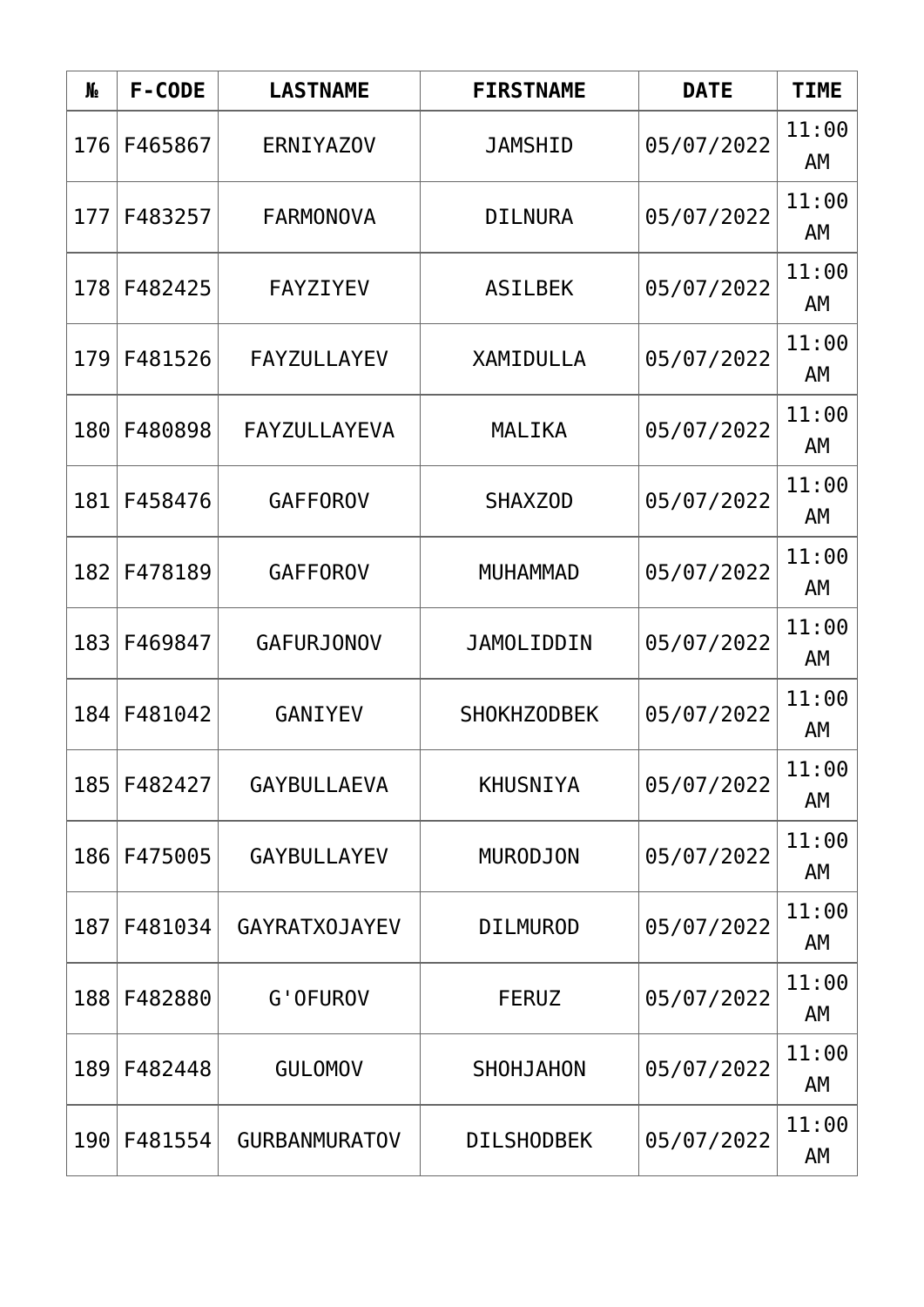| № | F-CODE | LASTNAME | FIRSTNAME | DATE | TIME |
|---|---|---|---|---|---|
| 176 | F465867 | ERNIYAZOV | JAMSHID | 05/07/2022 | 11:00 AM |
| 177 | F483257 | FARMONOVA | DILNURA | 05/07/2022 | 11:00 AM |
| 178 | F482425 | FAYZIYEV | ASILBEK | 05/07/2022 | 11:00 AM |
| 179 | F481526 | FAYZULLAYEV | XAMIDULLA | 05/07/2022 | 11:00 AM |
| 180 | F480898 | FAYZULLAYEVA | MALIKA | 05/07/2022 | 11:00 AM |
| 181 | F458476 | GAFFOROV | SHAXZOD | 05/07/2022 | 11:00 AM |
| 182 | F478189 | GAFFOROV | MUHAMMAD | 05/07/2022 | 11:00 AM |
| 183 | F469847 | GAFURJONOV | JAMOLIDDIN | 05/07/2022 | 11:00 AM |
| 184 | F481042 | GANIYEV | SHOKHZODBEK | 05/07/2022 | 11:00 AM |
| 185 | F482427 | GAYBULLAEVA | KHUSNIYA | 05/07/2022 | 11:00 AM |
| 186 | F475005 | GAYBULLAYEV | MURODJON | 05/07/2022 | 11:00 AM |
| 187 | F481034 | GAYRATXOJAYEV | DILMUROD | 05/07/2022 | 11:00 AM |
| 188 | F482880 | G'OFUROV | FERUZ | 05/07/2022 | 11:00 AM |
| 189 | F482448 | GULOMOV | SHOHJAHON | 05/07/2022 | 11:00 AM |
| 190 | F481554 | GURBANMURATOV | DILSHODBEK | 05/07/2022 | 11:00 AM |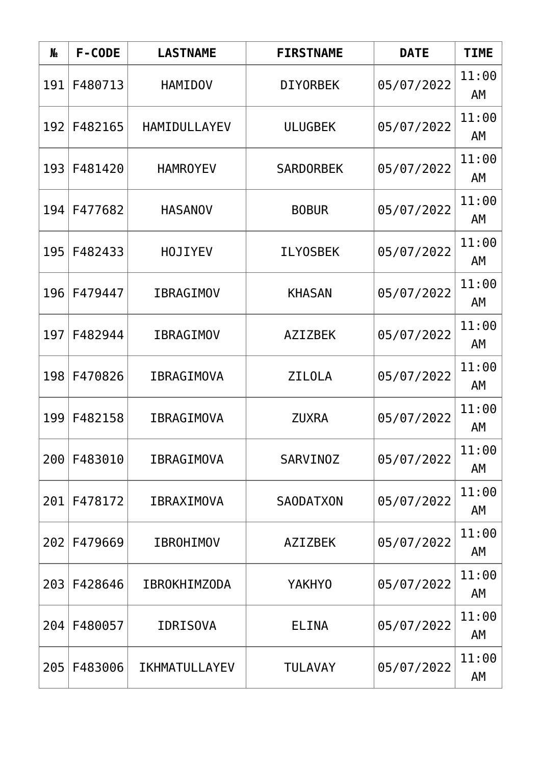| № | F-CODE | LASTNAME | FIRSTNAME | DATE | TIME |
|---|---|---|---|---|---|
| 191 | F480713 | HAMIDOV | DIYORBEK | 05/07/2022 | 11:00 AM |
| 192 | F482165 | HAMIDULLAYEV | ULUGBEK | 05/07/2022 | 11:00 AM |
| 193 | F481420 | HAMROYEV | SARDORBEK | 05/07/2022 | 11:00 AM |
| 194 | F477682 | HASANOV | BOBUR | 05/07/2022 | 11:00 AM |
| 195 | F482433 | HOJIYEV | ILYOSBEK | 05/07/2022 | 11:00 AM |
| 196 | F479447 | IBRAGIMOV | KHASAN | 05/07/2022 | 11:00 AM |
| 197 | F482944 | IBRAGIMOV | AZIZBEK | 05/07/2022 | 11:00 AM |
| 198 | F470826 | IBRAGIMOVA | ZILOLA | 05/07/2022 | 11:00 AM |
| 199 | F482158 | IBRAGIMOVA | ZUXRA | 05/07/2022 | 11:00 AM |
| 200 | F483010 | IBRAGIMOVA | SARVINOZ | 05/07/2022 | 11:00 AM |
| 201 | F478172 | IBRAXIMOVA | SAODATXON | 05/07/2022 | 11:00 AM |
| 202 | F479669 | IBROHIMOV | AZIZBEK | 05/07/2022 | 11:00 AM |
| 203 | F428646 | IBROKHIMZODA | YAKHYO | 05/07/2022 | 11:00 AM |
| 204 | F480057 | IDRISOVA | ELINA | 05/07/2022 | 11:00 AM |
| 205 | F483006 | IKHMATULLAYEV | TULAVAY | 05/07/2022 | 11:00 AM |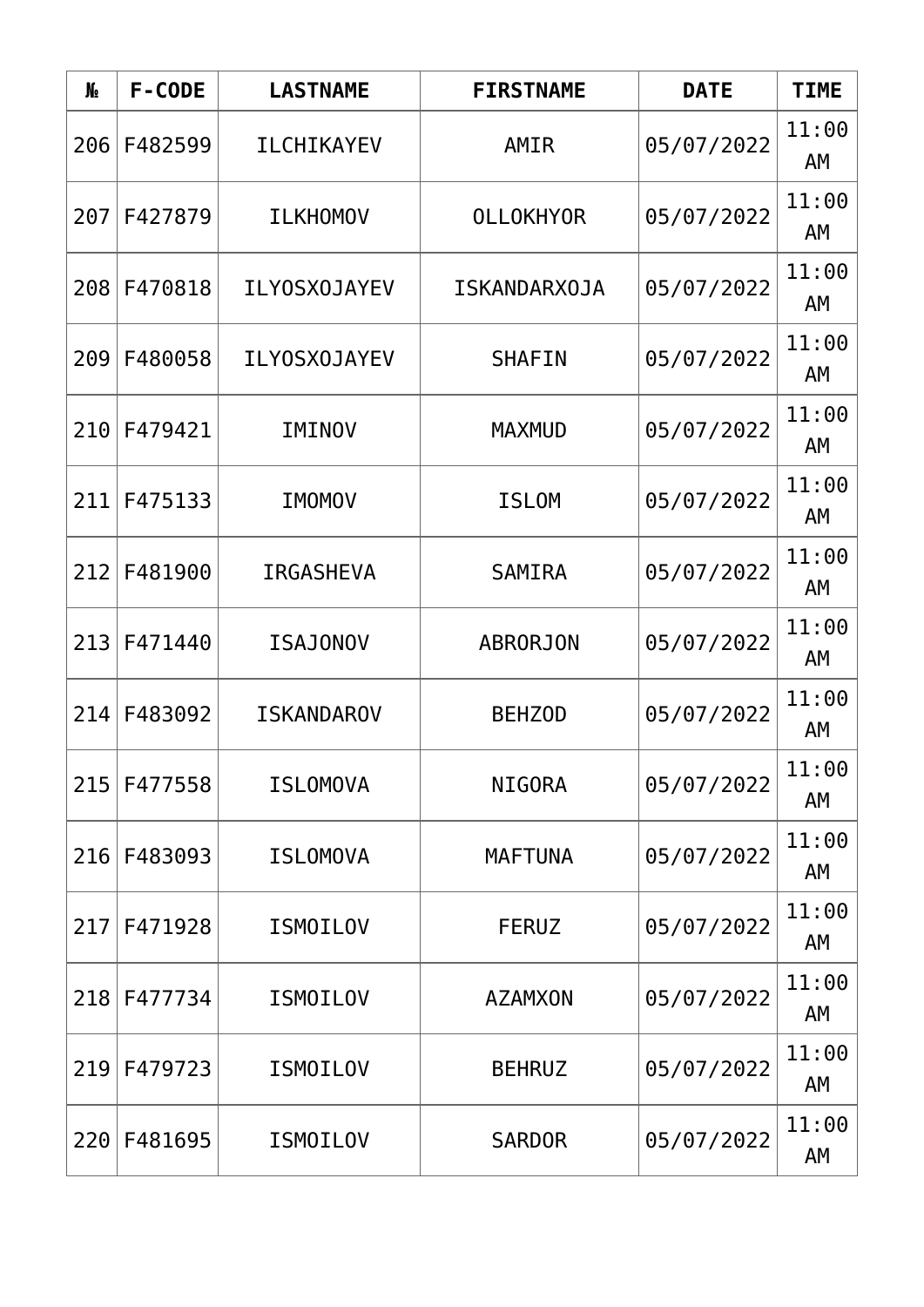| № | F-CODE | LASTNAME | FIRSTNAME | DATE | TIME |
|---|---|---|---|---|---|
| 206 | F482599 | ILCHIKAYEV | AMIR | 05/07/2022 | 11:00 AM |
| 207 | F427879 | ILKHOMOV | OLLOKHYOR | 05/07/2022 | 11:00 AM |
| 208 | F470818 | ILYOSXOJAYEV | ISKANDARXOJA | 05/07/2022 | 11:00 AM |
| 209 | F480058 | ILYOSXOJAYEV | SHAFIN | 05/07/2022 | 11:00 AM |
| 210 | F479421 | IMINOV | MAXMUD | 05/07/2022 | 11:00 AM |
| 211 | F475133 | IMOMOV | ISLOM | 05/07/2022 | 11:00 AM |
| 212 | F481900 | IRGASHEVA | SAMIRA | 05/07/2022 | 11:00 AM |
| 213 | F471440 | ISAJONOV | ABRORJON | 05/07/2022 | 11:00 AM |
| 214 | F483092 | ISKANDAROV | BEHZOD | 05/07/2022 | 11:00 AM |
| 215 | F477558 | ISLOMOVA | NIGORA | 05/07/2022 | 11:00 AM |
| 216 | F483093 | ISLOMOVA | MAFTUNA | 05/07/2022 | 11:00 AM |
| 217 | F471928 | ISMOILOV | FERUZ | 05/07/2022 | 11:00 AM |
| 218 | F477734 | ISMOILOV | AZAMXON | 05/07/2022 | 11:00 AM |
| 219 | F479723 | ISMOILOV | BEHRUZ | 05/07/2022 | 11:00 AM |
| 220 | F481695 | ISMOILOV | SARDOR | 05/07/2022 | 11:00 AM |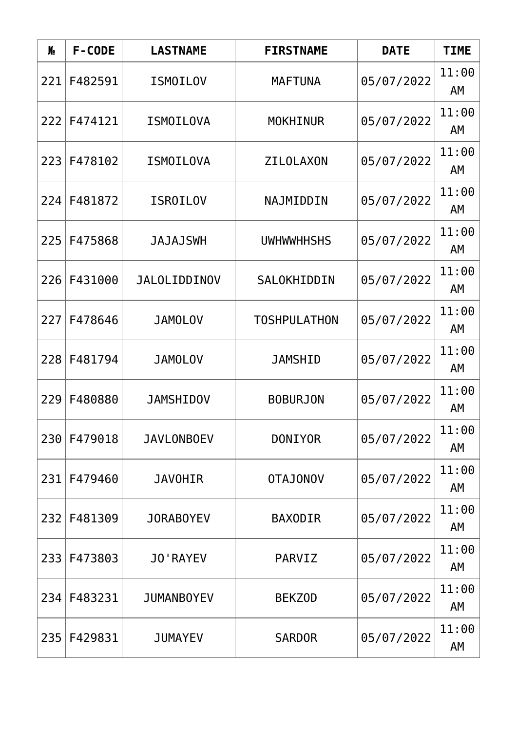| № | F-CODE | LASTNAME | FIRSTNAME | DATE | TIME |
|---|---|---|---|---|---|
| 221 | F482591 | ISMOILOV | MAFTUNA | 05/07/2022 | 11:00 AM |
| 222 | F474121 | ISMOILOVA | MOKHINUR | 05/07/2022 | 11:00 AM |
| 223 | F478102 | ISMOILOVA | ZILOLAXON | 05/07/2022 | 11:00 AM |
| 224 | F481872 | ISROILOV | NAJMIDDIN | 05/07/2022 | 11:00 AM |
| 225 | F475868 | JAJAJSWH | UWHWWHHSHS | 05/07/2022 | 11:00 AM |
| 226 | F431000 | JALOLIDDINOV | SALOKHIDDIN | 05/07/2022 | 11:00 AM |
| 227 | F478646 | JAMOLOV | TOSHPULATHON | 05/07/2022 | 11:00 AM |
| 228 | F481794 | JAMOLOV | JAMSHID | 05/07/2022 | 11:00 AM |
| 229 | F480880 | JAMSHIDOV | BOBURJON | 05/07/2022 | 11:00 AM |
| 230 | F479018 | JAVLONBOEV | DONIYOR | 05/07/2022 | 11:00 AM |
| 231 | F479460 | JAVOHIR | OTAJONOV | 05/07/2022 | 11:00 AM |
| 232 | F481309 | JORABOYEV | BAXODIR | 05/07/2022 | 11:00 AM |
| 233 | F473803 | JO'RAYEV | PARVIZ | 05/07/2022 | 11:00 AM |
| 234 | F483231 | JUMANBOYEV | BEKZOD | 05/07/2022 | 11:00 AM |
| 235 | F429831 | JUMAYEV | SARDOR | 05/07/2022 | 11:00 AM |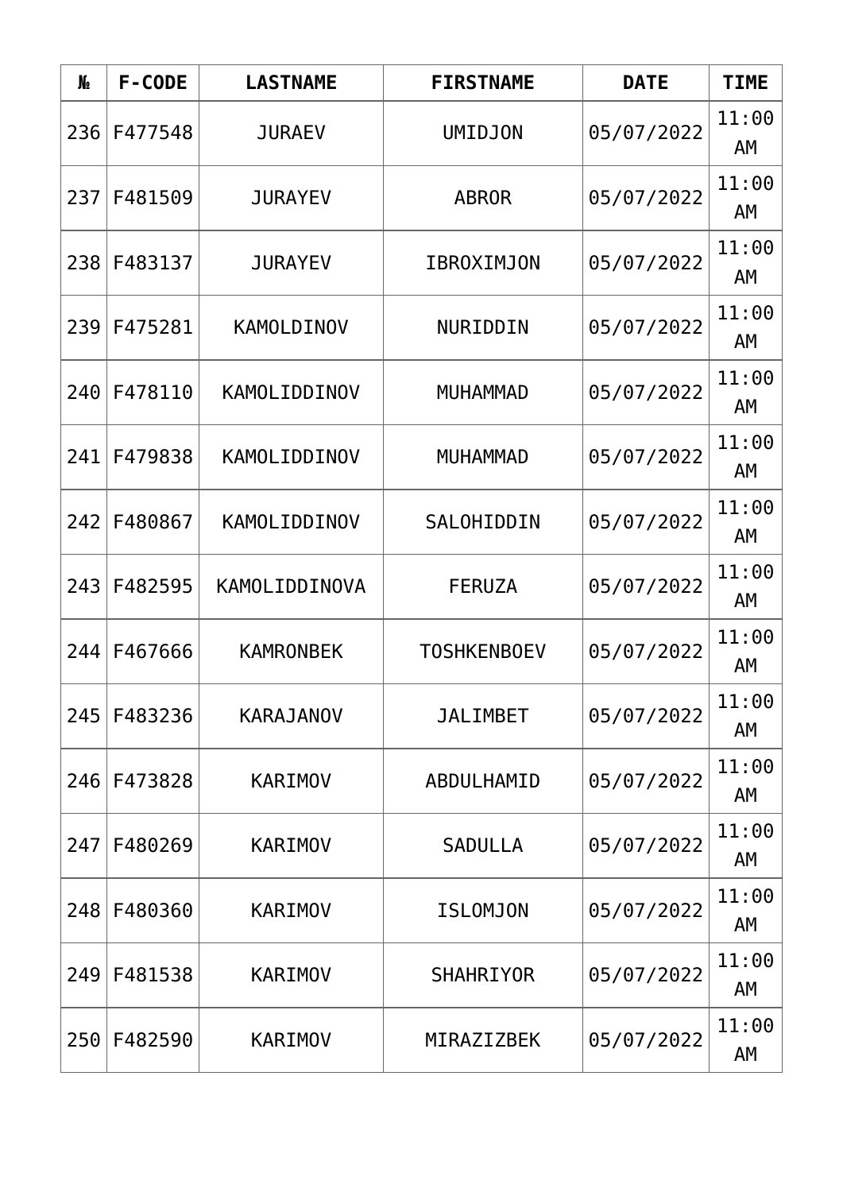| № | F-CODE | LASTNAME | FIRSTNAME | DATE | TIME |
|---|---|---|---|---|---|
| 236 | F477548 | JURAEV | UMIDJON | 05/07/2022 | 11:00 AM |
| 237 | F481509 | JURAYEV | ABROR | 05/07/2022 | 11:00 AM |
| 238 | F483137 | JURAYEV | IBROXIMJON | 05/07/2022 | 11:00 AM |
| 239 | F475281 | KAMOLDINOV | NURIDDIN | 05/07/2022 | 11:00 AM |
| 240 | F478110 | KAMOLIDDINOV | MUHAMMAD | 05/07/2022 | 11:00 AM |
| 241 | F479838 | KAMOLIDDINOV | MUHAMMAD | 05/07/2022 | 11:00 AM |
| 242 | F480867 | KAMOLIDDINOV | SALOHIDDIN | 05/07/2022 | 11:00 AM |
| 243 | F482595 | KAMOLIDDINOVA | FERUZA | 05/07/2022 | 11:00 AM |
| 244 | F467666 | KAMRONBEK | TOSHKENBOEV | 05/07/2022 | 11:00 AM |
| 245 | F483236 | KARAJANOV | JALIMBET | 05/07/2022 | 11:00 AM |
| 246 | F473828 | KARIMOV | ABDULHAMID | 05/07/2022 | 11:00 AM |
| 247 | F480269 | KARIMOV | SADULLA | 05/07/2022 | 11:00 AM |
| 248 | F480360 | KARIMOV | ISLOMJON | 05/07/2022 | 11:00 AM |
| 249 | F481538 | KARIMOV | SHAHRIYOR | 05/07/2022 | 11:00 AM |
| 250 | F482590 | KARIMOV | MIRAZIZBEK | 05/07/2022 | 11:00 AM |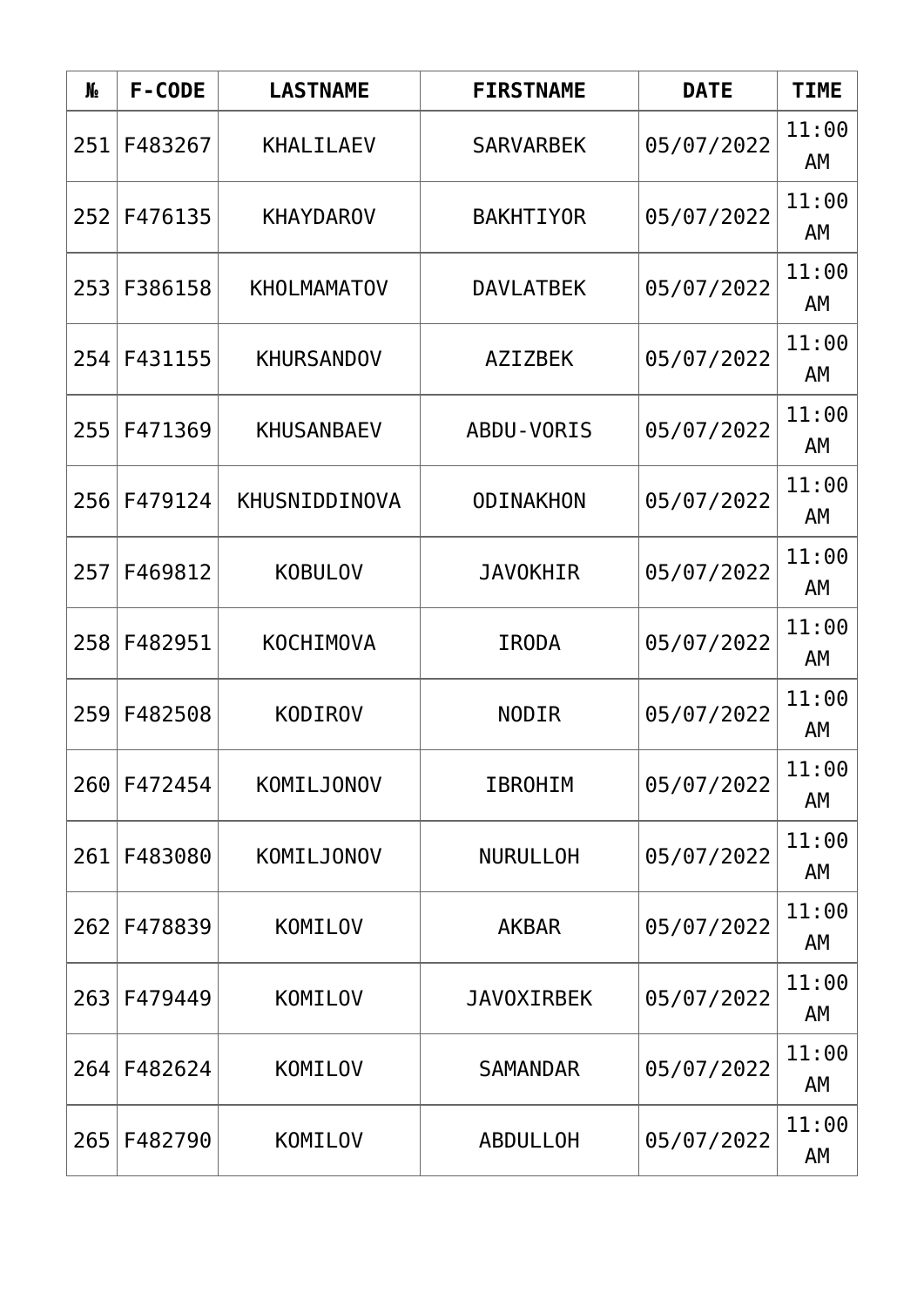| № | F-CODE | LASTNAME | FIRSTNAME | DATE | TIME |
|---|---|---|---|---|---|
| 251 | F483267 | KHALILAEV | SARVARBEK | 05/07/2022 | 11:00 AM |
| 252 | F476135 | KHAYDAROV | BAKHTIYOR | 05/07/2022 | 11:00 AM |
| 253 | F386158 | KHOLMAMATOV | DAVLATBEK | 05/07/2022 | 11:00 AM |
| 254 | F431155 | KHURSANDOV | AZIZBEK | 05/07/2022 | 11:00 AM |
| 255 | F471369 | KHUSANBAEV | ABDU-VORIS | 05/07/2022 | 11:00 AM |
| 256 | F479124 | KHUSNIDDINOVA | ODINAKHON | 05/07/2022 | 11:00 AM |
| 257 | F469812 | KOBULOV | JAVOKHIR | 05/07/2022 | 11:00 AM |
| 258 | F482951 | KOCHIMOVA | IRODA | 05/07/2022 | 11:00 AM |
| 259 | F482508 | KODIROV | NODIR | 05/07/2022 | 11:00 AM |
| 260 | F472454 | KOMILJONOV | IBROHIM | 05/07/2022 | 11:00 AM |
| 261 | F483080 | KOMILJONOV | NURULLOH | 05/07/2022 | 11:00 AM |
| 262 | F478839 | KOMILOV | AKBAR | 05/07/2022 | 11:00 AM |
| 263 | F479449 | KOMILOV | JAVOXIRBEK | 05/07/2022 | 11:00 AM |
| 264 | F482624 | KOMILOV | SAMANDAR | 05/07/2022 | 11:00 AM |
| 265 | F482790 | KOMILOV | ABDULLOH | 05/07/2022 | 11:00 AM |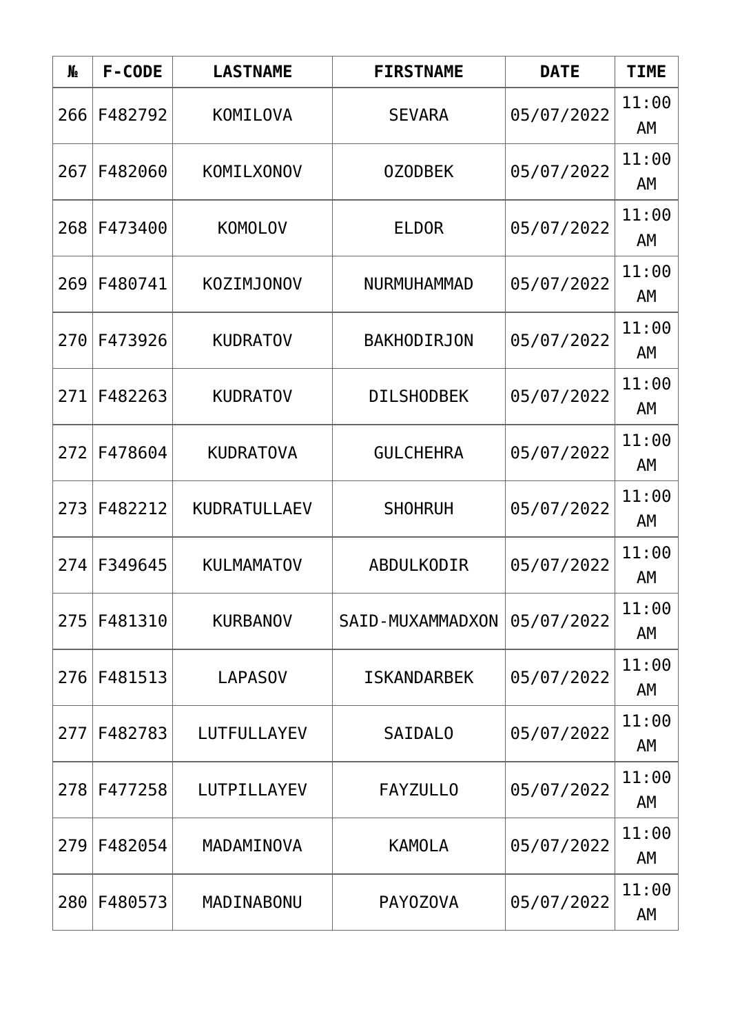| № | F-CODE | LASTNAME | FIRSTNAME | DATE | TIME |
| --- | --- | --- | --- | --- | --- |
| 266 | F482792 | KOMILOVA | SEVARA | 05/07/2022 | 11:00 AM |
| 267 | F482060 | KOMILXONOV | OZODBEK | 05/07/2022 | 11:00 AM |
| 268 | F473400 | KOMOLOV | ELDOR | 05/07/2022 | 11:00 AM |
| 269 | F480741 | KOZIMJONOV | NURMUHAMMAD | 05/07/2022 | 11:00 AM |
| 270 | F473926 | KUDRATOV | BAKHODIRJON | 05/07/2022 | 11:00 AM |
| 271 | F482263 | KUDRATOV | DILSHODBEK | 05/07/2022 | 11:00 AM |
| 272 | F478604 | KUDRATOVA | GULCHEHRA | 05/07/2022 | 11:00 AM |
| 273 | F482212 | KUDRATULLAEV | SHOHRUH | 05/07/2022 | 11:00 AM |
| 274 | F349645 | KULMAMATOV | ABDULKODIR | 05/07/2022 | 11:00 AM |
| 275 | F481310 | KURBANOV | SAID-MUXAMMADXON | 05/07/2022 | 11:00 AM |
| 276 | F481513 | LAPASOV | ISKANDARBEK | 05/07/2022 | 11:00 AM |
| 277 | F482783 | LUTFULLAYEV | SAIDALO | 05/07/2022 | 11:00 AM |
| 278 | F477258 | LUTPILLAYEV | FAYZULLO | 05/07/2022 | 11:00 AM |
| 279 | F482054 | MADAMINOVA | KAMOLA | 05/07/2022 | 11:00 AM |
| 280 | F480573 | MADINABONU | PAYOZOVA | 05/07/2022 | 11:00 AM |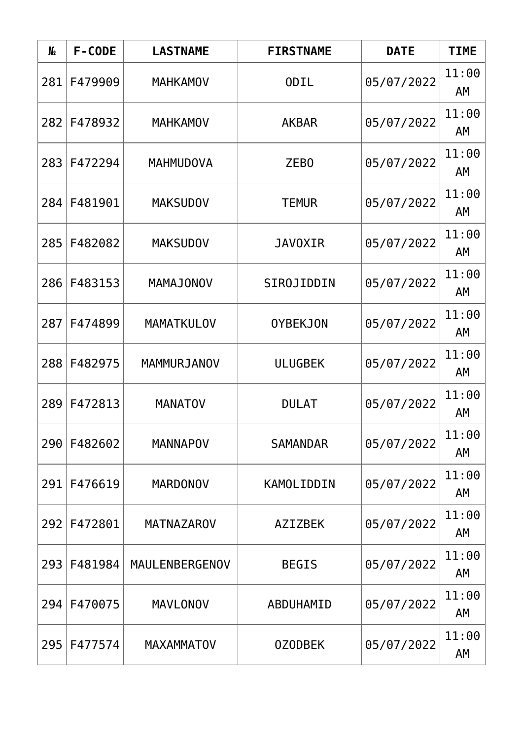| № | F-CODE | LASTNAME | FIRSTNAME | DATE | TIME |
|---|---|---|---|---|---|
| 281 | F479909 | MAHKAMOV | ODIL | 05/07/2022 | 11:00 AM |
| 282 | F478932 | MAHKAMOV | AKBAR | 05/07/2022 | 11:00 AM |
| 283 | F472294 | MAHMUDOVA | ZEBO | 05/07/2022 | 11:00 AM |
| 284 | F481901 | MAKSUDOV | TEMUR | 05/07/2022 | 11:00 AM |
| 285 | F482082 | MAKSUDOV | JAVOXIR | 05/07/2022 | 11:00 AM |
| 286 | F483153 | MAMAJONOV | SIROJIDDIN | 05/07/2022 | 11:00 AM |
| 287 | F474899 | MAMATKULOV | OYBEKJON | 05/07/2022 | 11:00 AM |
| 288 | F482975 | MAMMURJANOV | ULUGBEK | 05/07/2022 | 11:00 AM |
| 289 | F472813 | MANATOV | DULAT | 05/07/2022 | 11:00 AM |
| 290 | F482602 | MANNAPOV | SAMANDAR | 05/07/2022 | 11:00 AM |
| 291 | F476619 | MARDONOV | KAMOLIDDIN | 05/07/2022 | 11:00 AM |
| 292 | F472801 | MATNAZAROV | AZIZBEK | 05/07/2022 | 11:00 AM |
| 293 | F481984 | MAULENBERGENOV | BEGIS | 05/07/2022 | 11:00 AM |
| 294 | F470075 | MAVLONOV | ABDUHAMID | 05/07/2022 | 11:00 AM |
| 295 | F477574 | MAXAMMATOV | OZODBEK | 05/07/2022 | 11:00 AM |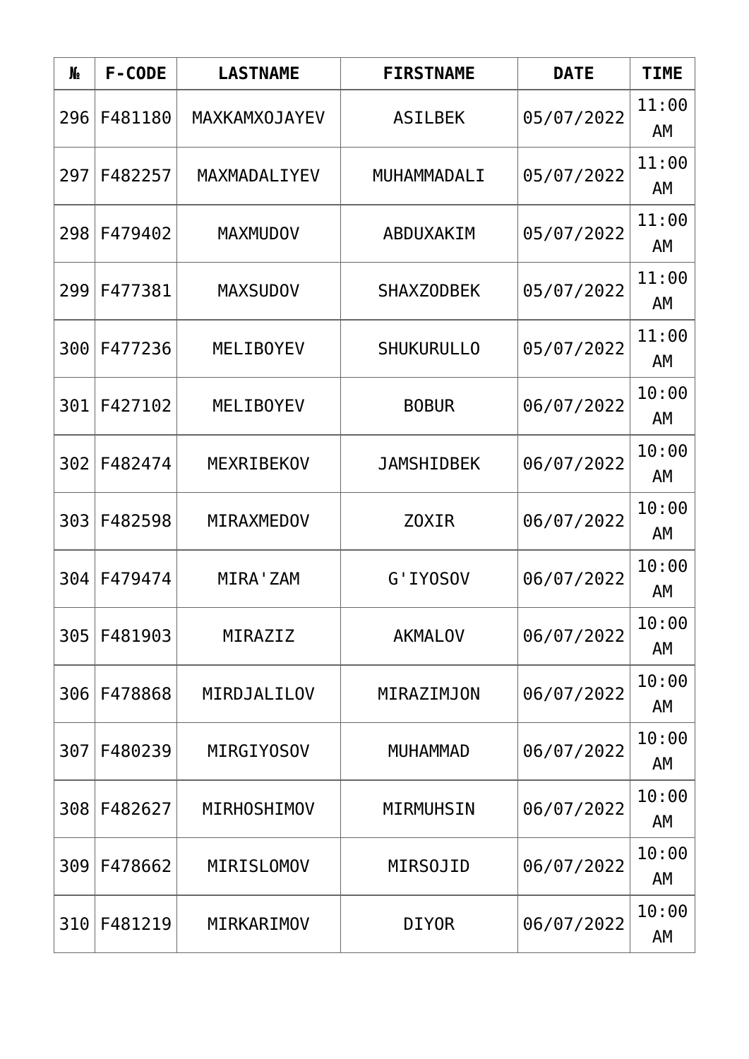| № | F-CODE | LASTNAME | FIRSTNAME | DATE | TIME |
|---|---|---|---|---|---|
| 296 | F481180 | MAXKAMXOJAYEV | ASILBEK | 05/07/2022 | 11:00 AM |
| 297 | F482257 | MAXMADALIYEV | MUHAMMADALI | 05/07/2022 | 11:00 AM |
| 298 | F479402 | MAXMUDOV | ABDUXAKIM | 05/07/2022 | 11:00 AM |
| 299 | F477381 | MAXSUDOV | SHAXZODBEK | 05/07/2022 | 11:00 AM |
| 300 | F477236 | MELIBOYEV | SHUKURULLO | 05/07/2022 | 11:00 AM |
| 301 | F427102 | MELIBOYEV | BOBUR | 06/07/2022 | 10:00 AM |
| 302 | F482474 | MEXRIBEKOV | JAMSHIDBEK | 06/07/2022 | 10:00 AM |
| 303 | F482598 | MIRAXMEDOV | ZOXIR | 06/07/2022 | 10:00 AM |
| 304 | F479474 | MIRA'ZAM | G'IYOSOV | 06/07/2022 | 10:00 AM |
| 305 | F481903 | MIRAZIZ | AKMALOV | 06/07/2022 | 10:00 AM |
| 306 | F478868 | MIRDJALILOV | MIRAZIMJON | 06/07/2022 | 10:00 AM |
| 307 | F480239 | MIRGIYOSOV | MUHAMMAD | 06/07/2022 | 10:00 AM |
| 308 | F482627 | MIRHOSHIMOV | MIRMUHSIN | 06/07/2022 | 10:00 AM |
| 309 | F478662 | MIRISLOMOV | MIRSOJID | 06/07/2022 | 10:00 AM |
| 310 | F481219 | MIRKARIMOV | DIYOR | 06/07/2022 | 10:00 AM |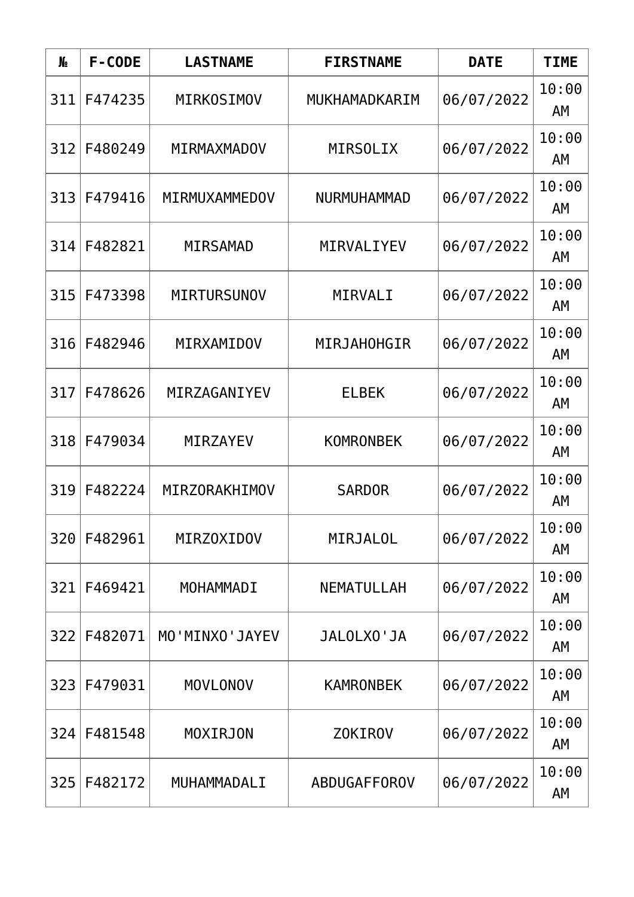| № | F-CODE | LASTNAME | FIRSTNAME | DATE | TIME |
|---|---|---|---|---|---|
| 311 | F474235 | MIRKOSIMOV | MUKHAMADKARIM | 06/07/2022 | 10:00 AM |
| 312 | F480249 | MIRMAXMADOV | MIRSOLIX | 06/07/2022 | 10:00 AM |
| 313 | F479416 | MIRMUXAMMEDOV | NURMUHAMMAD | 06/07/2022 | 10:00 AM |
| 314 | F482821 | MIRSAMAD | MIRVALIYEV | 06/07/2022 | 10:00 AM |
| 315 | F473398 | MIRTURSUNOV | MIRVALI | 06/07/2022 | 10:00 AM |
| 316 | F482946 | MIRXAMIDOV | MIRJAHOHGIR | 06/07/2022 | 10:00 AM |
| 317 | F478626 | MIRZAGANIYEV | ELBEK | 06/07/2022 | 10:00 AM |
| 318 | F479034 | MIRZAYEV | KOMRONBEK | 06/07/2022 | 10:00 AM |
| 319 | F482224 | MIRZORAKHIMOV | SARDOR | 06/07/2022 | 10:00 AM |
| 320 | F482961 | MIRZOXIDOV | MIRJALOL | 06/07/2022 | 10:00 AM |
| 321 | F469421 | MOHAMMADI | NEMATULLAH | 06/07/2022 | 10:00 AM |
| 322 | F482071 | MO'MINXO'JAYEV | JALOLXO'JA | 06/07/2022 | 10:00 AM |
| 323 | F479031 | MOVLONOV | KAMRONBEK | 06/07/2022 | 10:00 AM |
| 324 | F481548 | MOXIRJON | ZOKIROV | 06/07/2022 | 10:00 AM |
| 325 | F482172 | MUHAMMADALI | ABDUGAFFOROV | 06/07/2022 | 10:00 AM |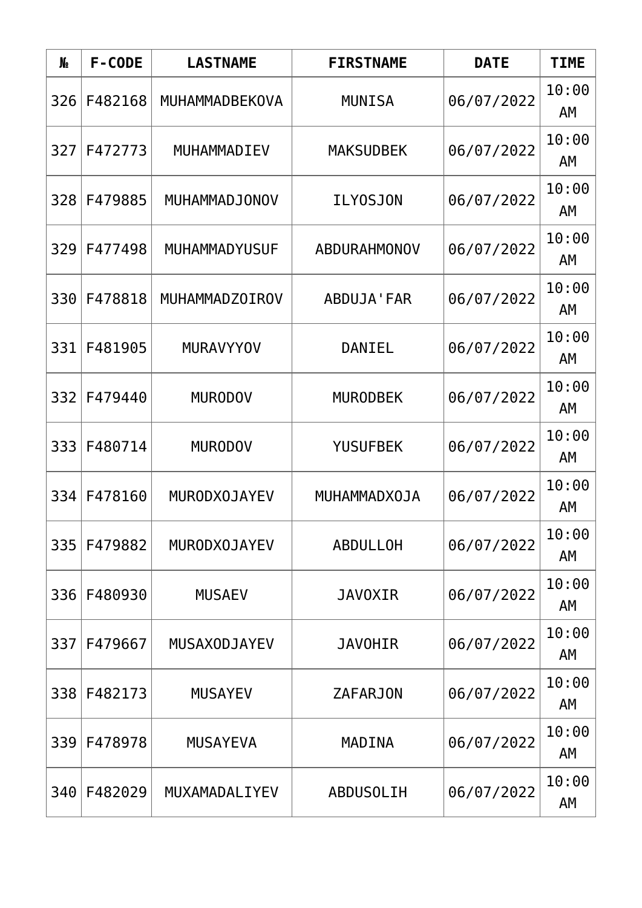| № | F-CODE | LASTNAME | FIRSTNAME | DATE | TIME |
|---|---|---|---|---|---|
| 326 | F482168 | MUHAMMADBEKOVA | MUNISA | 06/07/2022 | 10:00 AM |
| 327 | F472773 | MUHAMMADIEV | MAKSUDBEK | 06/07/2022 | 10:00 AM |
| 328 | F479885 | MUHAMMADJONOV | ILYOSJON | 06/07/2022 | 10:00 AM |
| 329 | F477498 | MUHAMMADYUSUF | ABDURAHMONOV | 06/07/2022 | 10:00 AM |
| 330 | F478818 | MUHAMMADZOIROV | ABDUJA'FAR | 06/07/2022 | 10:00 AM |
| 331 | F481905 | MURAVYYOV | DANIEL | 06/07/2022 | 10:00 AM |
| 332 | F479440 | MURODOV | MURODBEK | 06/07/2022 | 10:00 AM |
| 333 | F480714 | MURODOV | YUSUFBEK | 06/07/2022 | 10:00 AM |
| 334 | F478160 | MURODXOJAYEV | MUHAMMADXOJA | 06/07/2022 | 10:00 AM |
| 335 | F479882 | MURODXOJAYEV | ABDULLOH | 06/07/2022 | 10:00 AM |
| 336 | F480930 | MUSAEV | JAVOXIR | 06/07/2022 | 10:00 AM |
| 337 | F479667 | MUSAXODJAYEV | JAVOHIR | 06/07/2022 | 10:00 AM |
| 338 | F482173 | MUSAYEV | ZAFARJON | 06/07/2022 | 10:00 AM |
| 339 | F478978 | MUSAYEVA | MADINA | 06/07/2022 | 10:00 AM |
| 340 | F482029 | MUXAMADALIYEV | ABDUSOLIH | 06/07/2022 | 10:00 AM |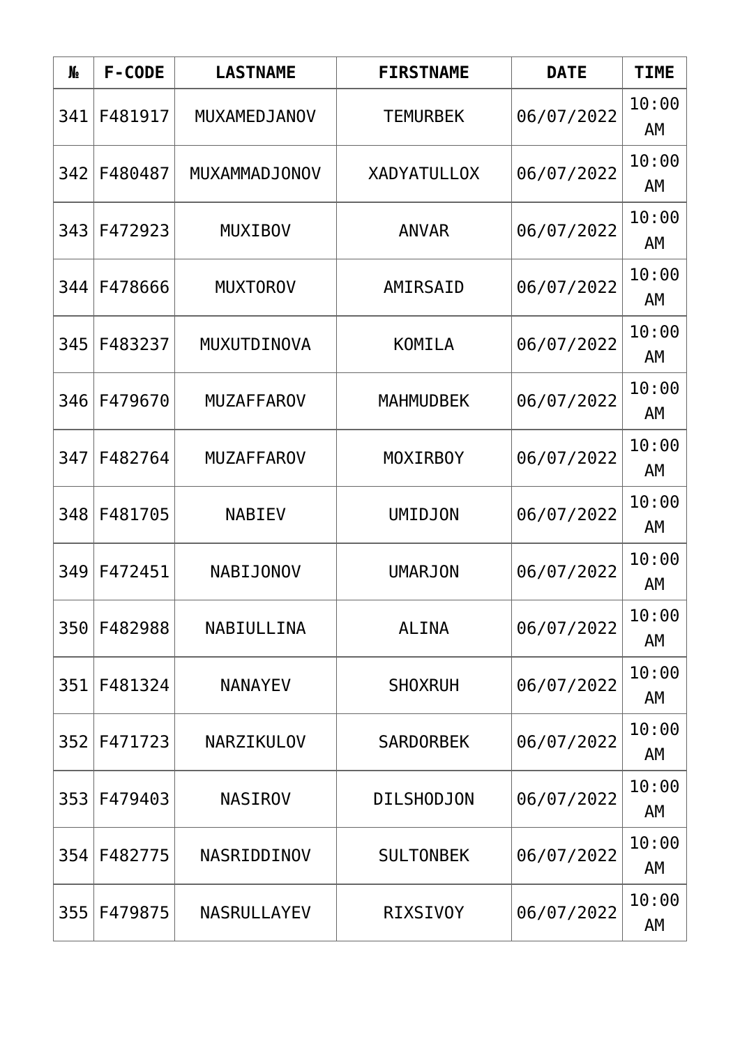| № | F-CODE | LASTNAME | FIRSTNAME | DATE | TIME |
|---|---|---|---|---|---|
| 341 | F481917 | MUXAMEDJANOV | TEMURBEK | 06/07/2022 | 10:00 AM |
| 342 | F480487 | MUXAMMADJONOV | XADYATULLOX | 06/07/2022 | 10:00 AM |
| 343 | F472923 | MUXIBOV | ANVAR | 06/07/2022 | 10:00 AM |
| 344 | F478666 | MUXTOROV | AMIRSAID | 06/07/2022 | 10:00 AM |
| 345 | F483237 | MUXUTDINOVA | KOMILA | 06/07/2022 | 10:00 AM |
| 346 | F479670 | MUZAFFAROV | MAHMUDBEK | 06/07/2022 | 10:00 AM |
| 347 | F482764 | MUZAFFAROV | MOXIRBOY | 06/07/2022 | 10:00 AM |
| 348 | F481705 | NABIEV | UMIDJON | 06/07/2022 | 10:00 AM |
| 349 | F472451 | NABIJONOV | UMARJON | 06/07/2022 | 10:00 AM |
| 350 | F482988 | NABIULLINA | ALINA | 06/07/2022 | 10:00 AM |
| 351 | F481324 | NANAYEV | SHOXRUH | 06/07/2022 | 10:00 AM |
| 352 | F471723 | NARZIKULOV | SARDORBEK | 06/07/2022 | 10:00 AM |
| 353 | F479403 | NASIROV | DILSHODJON | 06/07/2022 | 10:00 AM |
| 354 | F482775 | NASRIDDINOV | SULTONBEK | 06/07/2022 | 10:00 AM |
| 355 | F479875 | NASRULLAYEV | RIXSIVOY | 06/07/2022 | 10:00 AM |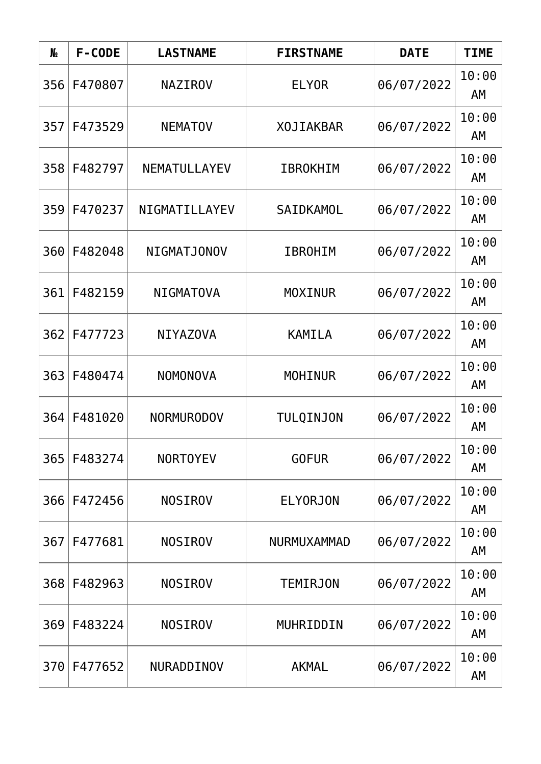| № | F-CODE | LASTNAME | FIRSTNAME | DATE | TIME |
|---|---|---|---|---|---|
| 356 | F470807 | NAZIROV | ELYOR | 06/07/2022 | 10:00 AM |
| 357 | F473529 | NEMATOV | XOJIAKBAR | 06/07/2022 | 10:00 AM |
| 358 | F482797 | NEMATULLAYEV | IBROKHIM | 06/07/2022 | 10:00 AM |
| 359 | F470237 | NIGMATILLAYEV | SAIDKAMOL | 06/07/2022 | 10:00 AM |
| 360 | F482048 | NIGMATJONOV | IBROHIM | 06/07/2022 | 10:00 AM |
| 361 | F482159 | NIGMATOVA | MOXINUR | 06/07/2022 | 10:00 AM |
| 362 | F477723 | NIYAZOVA | KAMILA | 06/07/2022 | 10:00 AM |
| 363 | F480474 | NOMONOVA | MOHINUR | 06/07/2022 | 10:00 AM |
| 364 | F481020 | NORMURODOV | TULQINJON | 06/07/2022 | 10:00 AM |
| 365 | F483274 | NORTOYEV | GOFUR | 06/07/2022 | 10:00 AM |
| 366 | F472456 | NOSIROV | ELYORJON | 06/07/2022 | 10:00 AM |
| 367 | F477681 | NOSIROV | NURMUXAMMAD | 06/07/2022 | 10:00 AM |
| 368 | F482963 | NOSIROV | TEMIRJON | 06/07/2022 | 10:00 AM |
| 369 | F483224 | NOSIROV | MUHRIDDIN | 06/07/2022 | 10:00 AM |
| 370 | F477652 | NURADDINOV | AKMAL | 06/07/2022 | 10:00 AM |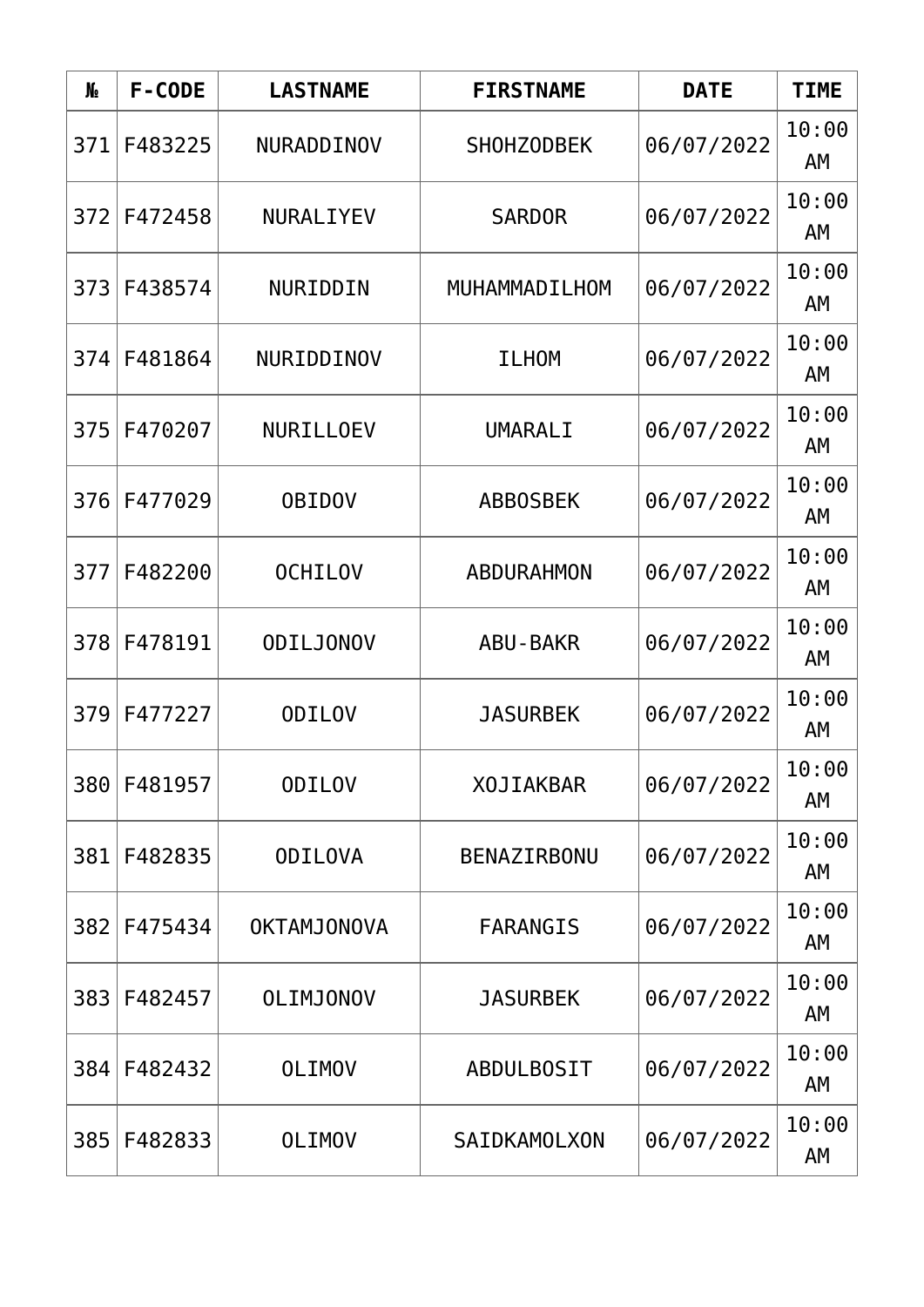| № | F-CODE | LASTNAME | FIRSTNAME | DATE | TIME |
|---|---|---|---|---|---|
| 371 | F483225 | NURADDINOV | SHOHZODBEK | 06/07/2022 | 10:00 AM |
| 372 | F472458 | NURALIYEV | SARDOR | 06/07/2022 | 10:00 AM |
| 373 | F438574 | NURIDDIN | MUHAMMADILHOM | 06/07/2022 | 10:00 AM |
| 374 | F481864 | NURIDDINOV | ILHOM | 06/07/2022 | 10:00 AM |
| 375 | F470207 | NURILLOEV | UMARALI | 06/07/2022 | 10:00 AM |
| 376 | F477029 | OBIDOV | ABBOSBEK | 06/07/2022 | 10:00 AM |
| 377 | F482200 | OCHILOV | ABDURAHMON | 06/07/2022 | 10:00 AM |
| 378 | F478191 | ODILJONOV | ABU-BAKR | 06/07/2022 | 10:00 AM |
| 379 | F477227 | ODILOV | JASURBEK | 06/07/2022 | 10:00 AM |
| 380 | F481957 | ODILOV | XOJIAKBAR | 06/07/2022 | 10:00 AM |
| 381 | F482835 | ODILOVA | BENAZIRBONU | 06/07/2022 | 10:00 AM |
| 382 | F475434 | OKTAMJONOVA | FARANGIS | 06/07/2022 | 10:00 AM |
| 383 | F482457 | OLIMJONOV | JASURBEK | 06/07/2022 | 10:00 AM |
| 384 | F482432 | OLIMOV | ABDULBOSIT | 06/07/2022 | 10:00 AM |
| 385 | F482833 | OLIMOV | SAIDKAMOLXON | 06/07/2022 | 10:00 AM |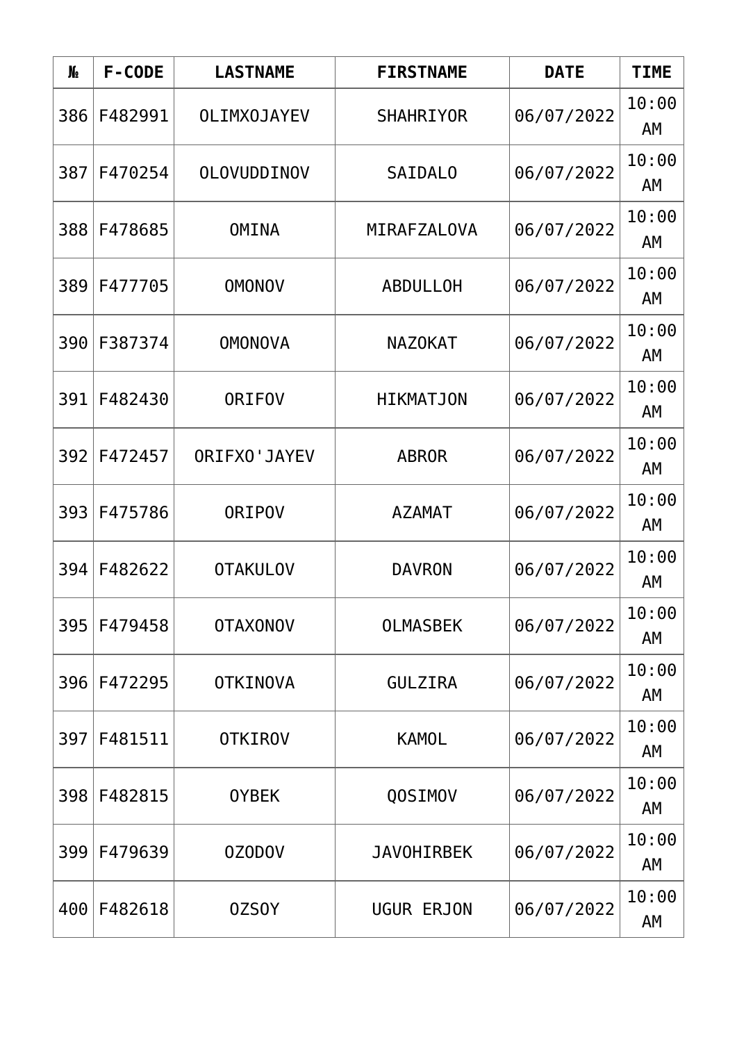| № | F-CODE | LASTNAME | FIRSTNAME | DATE | TIME |
|---|---|---|---|---|---|
| 386 | F482991 | OLIMXOJAYEV | SHAHRIYOR | 06/07/2022 | 10:00 AM |
| 387 | F470254 | OLOVUDDINOV | SAIDALO | 06/07/2022 | 10:00 AM |
| 388 | F478685 | OMINA | MIRAFZALOVA | 06/07/2022 | 10:00 AM |
| 389 | F477705 | OMONOV | ABDULLOH | 06/07/2022 | 10:00 AM |
| 390 | F387374 | OMONOVA | NAZOKAT | 06/07/2022 | 10:00 AM |
| 391 | F482430 | ORIFOV | HIKMATJON | 06/07/2022 | 10:00 AM |
| 392 | F472457 | ORIFXO'JAYEV | ABROR | 06/07/2022 | 10:00 AM |
| 393 | F475786 | ORIPOV | AZAMAT | 06/07/2022 | 10:00 AM |
| 394 | F482622 | OTAKULOV | DAVRON | 06/07/2022 | 10:00 AM |
| 395 | F479458 | OTAXONOV | OLMASBEK | 06/07/2022 | 10:00 AM |
| 396 | F472295 | OTKINOVA | GULZIRA | 06/07/2022 | 10:00 AM |
| 397 | F481511 | OTKIROV | KAMOL | 06/07/2022 | 10:00 AM |
| 398 | F482815 | OYBEK | QOSIMOV | 06/07/2022 | 10:00 AM |
| 399 | F479639 | OZODOV | JAVOHIRBEK | 06/07/2022 | 10:00 AM |
| 400 | F482618 | OZSOY | UGUR ERJON | 06/07/2022 | 10:00 AM |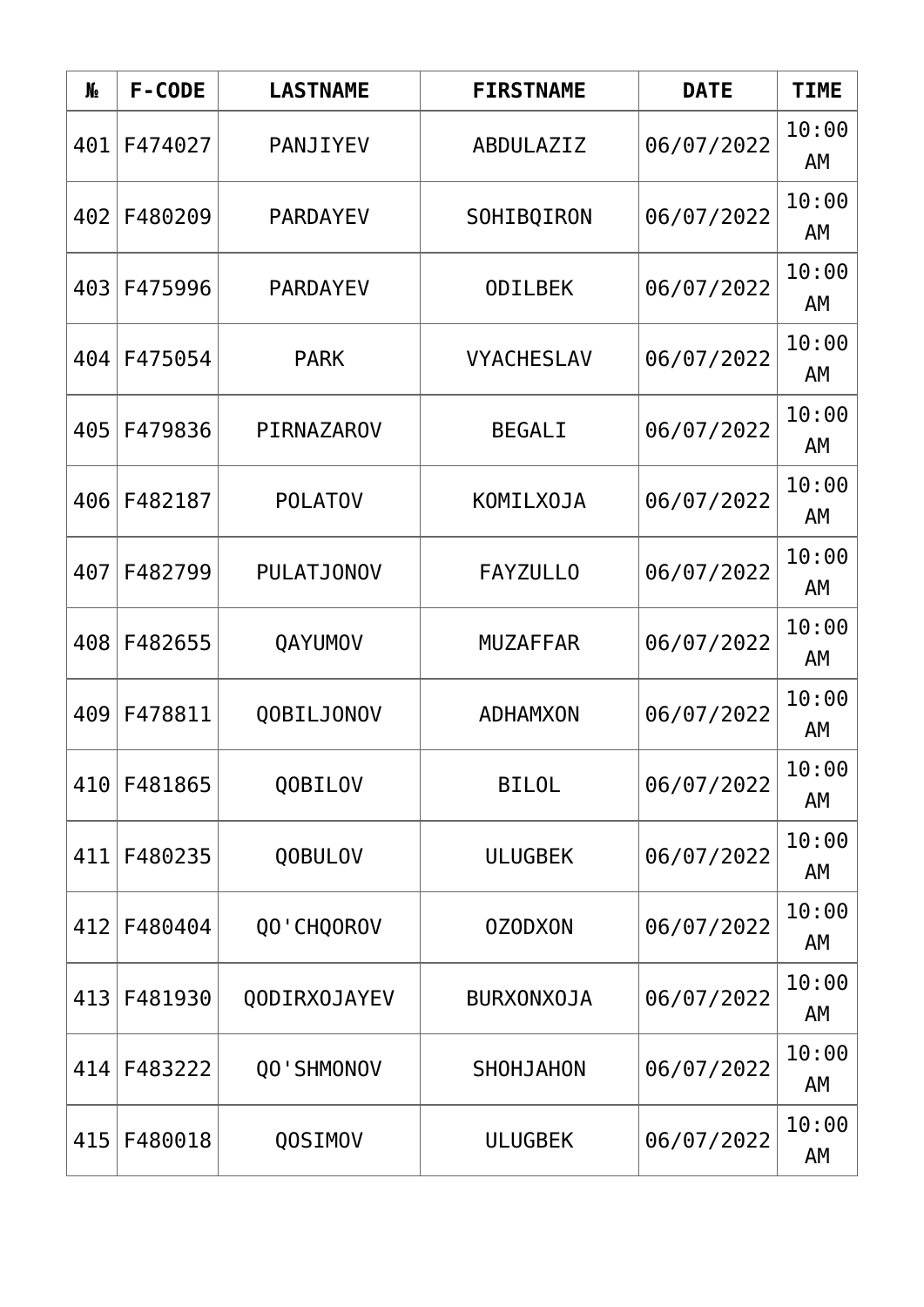| № | F-CODE | LASTNAME | FIRSTNAME | DATE | TIME |
|---|---|---|---|---|---|
| 401 | F474027 | PANJIYEV | ABDULAZIZ | 06/07/2022 | 10:00 AM |
| 402 | F480209 | PARDAYEV | SOHIBQIRON | 06/07/2022 | 10:00 AM |
| 403 | F475996 | PARDAYEV | ODILBEK | 06/07/2022 | 10:00 AM |
| 404 | F475054 | PARK | VYACHESLAV | 06/07/2022 | 10:00 AM |
| 405 | F479836 | PIRNAZAROV | BEGALI | 06/07/2022 | 10:00 AM |
| 406 | F482187 | POLATOV | KOMILXOJA | 06/07/2022 | 10:00 AM |
| 407 | F482799 | PULATJONOV | FAYZULLO | 06/07/2022 | 10:00 AM |
| 408 | F482655 | QAYUMOV | MUZAFFAR | 06/07/2022 | 10:00 AM |
| 409 | F478811 | QOBILJONOV | ADHAMXON | 06/07/2022 | 10:00 AM |
| 410 | F481865 | QOBILOV | BILOL | 06/07/2022 | 10:00 AM |
| 411 | F480235 | QOBULOV | ULUGBEK | 06/07/2022 | 10:00 AM |
| 412 | F480404 | QO'CHQOROV | OZODXON | 06/07/2022 | 10:00 AM |
| 413 | F481930 | QODIRXOJAYEV | BURXONXOJA | 06/07/2022 | 10:00 AM |
| 414 | F483222 | QO'SHMONOV | SHOHJAHON | 06/07/2022 | 10:00 AM |
| 415 | F480018 | QOSIMOV | ULUGBEK | 06/07/2022 | 10:00 AM |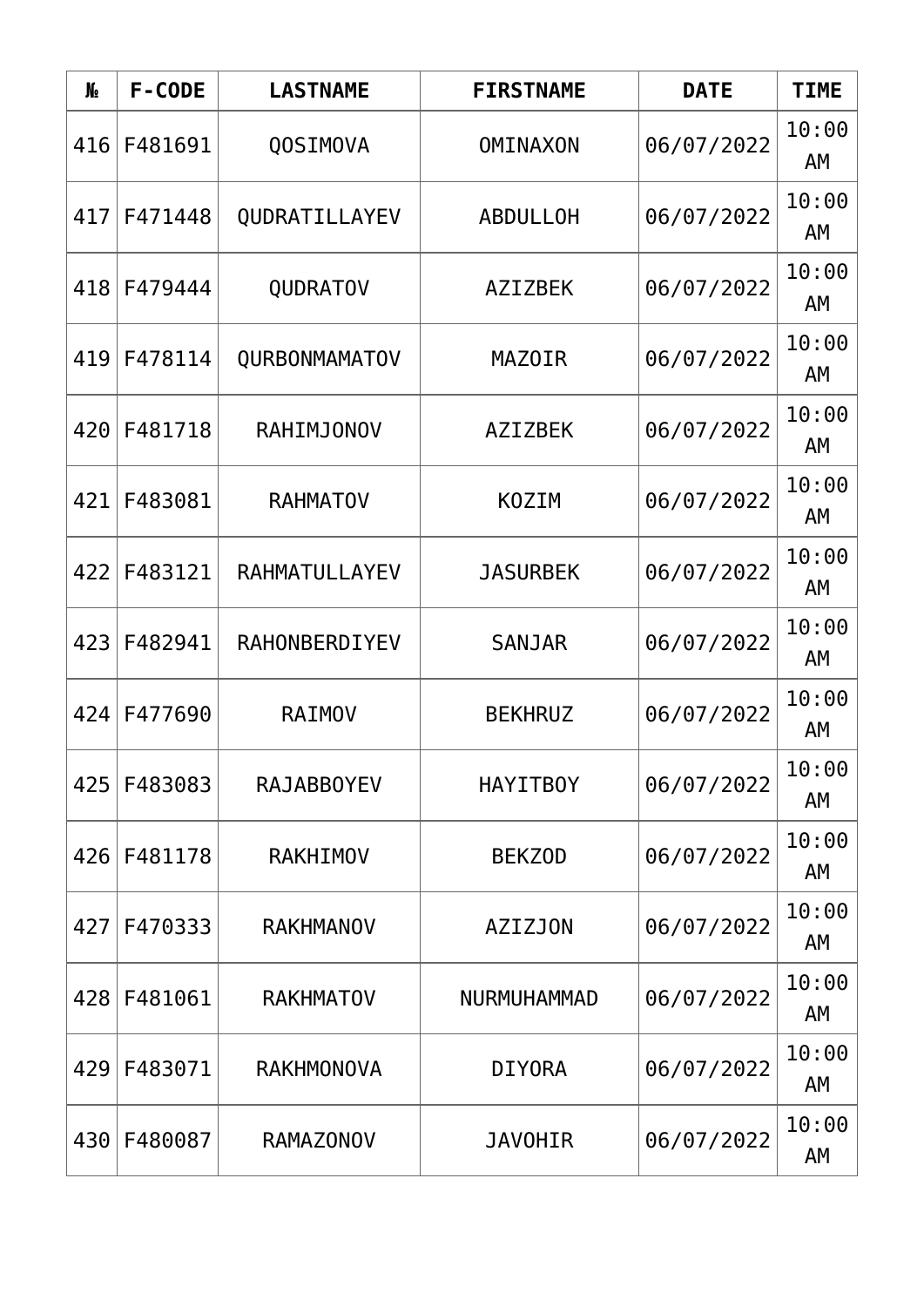| № | F-CODE | LASTNAME | FIRSTNAME | DATE | TIME |
|---|---|---|---|---|---|
| 416 | F481691 | QOSIMOVA | OMINAXON | 06/07/2022 | 10:00 AM |
| 417 | F471448 | QUDRATILLAYEV | ABDULLOH | 06/07/2022 | 10:00 AM |
| 418 | F479444 | QUDRATOV | AZIZBEK | 06/07/2022 | 10:00 AM |
| 419 | F478114 | QURBONMAMATOV | MAZOIR | 06/07/2022 | 10:00 AM |
| 420 | F481718 | RAHIMJONOV | AZIZBEK | 06/07/2022 | 10:00 AM |
| 421 | F483081 | RAHMATOV | KOZIM | 06/07/2022 | 10:00 AM |
| 422 | F483121 | RAHMATULLAYEV | JASURBEK | 06/07/2022 | 10:00 AM |
| 423 | F482941 | RAHONBERDIYEV | SANJAR | 06/07/2022 | 10:00 AM |
| 424 | F477690 | RAIMOV | BEKHRUZ | 06/07/2022 | 10:00 AM |
| 425 | F483083 | RAJABBOYEV | HAYITBOY | 06/07/2022 | 10:00 AM |
| 426 | F481178 | RAKHIMOV | BEKZOD | 06/07/2022 | 10:00 AM |
| 427 | F470333 | RAKHMANOV | AZIZJON | 06/07/2022 | 10:00 AM |
| 428 | F481061 | RAKHMATOV | NURMUHAMMAD | 06/07/2022 | 10:00 AM |
| 429 | F483071 | RAKHMONOVA | DIYORA | 06/07/2022 | 10:00 AM |
| 430 | F480087 | RAMAZONOV | JAVOHIR | 06/07/2022 | 10:00 AM |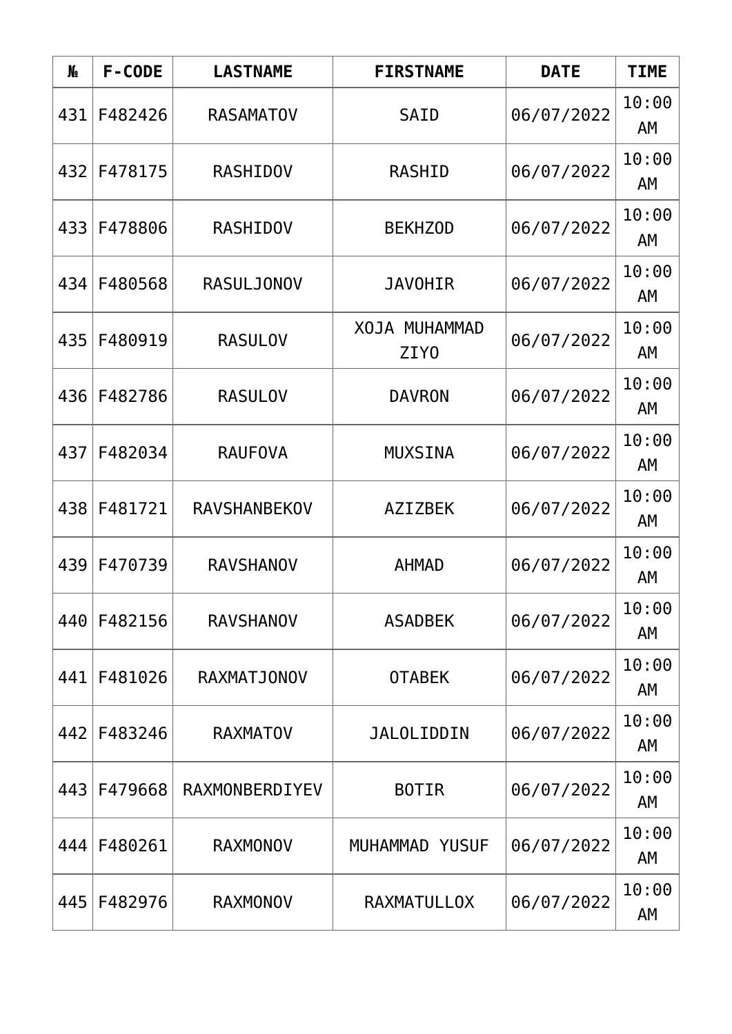| № | F-CODE | LASTNAME | FIRSTNAME | DATE | TIME |
|---|---|---|---|---|---|
| 431 | F482426 | RASAMATOV | SAID | 06/07/2022 | 10:00 AM |
| 432 | F478175 | RASHIDOV | RASHID | 06/07/2022 | 10:00 AM |
| 433 | F478806 | RASHIDOV | BEKHZOD | 06/07/2022 | 10:00 AM |
| 434 | F480568 | RASULJONOV | JAVOHIR | 06/07/2022 | 10:00 AM |
| 435 | F480919 | RASULOV | XOJA MUHAMMAD ZIYO | 06/07/2022 | 10:00 AM |
| 436 | F482786 | RASULOV | DAVRON | 06/07/2022 | 10:00 AM |
| 437 | F482034 | RAUFOVA | MUXSINA | 06/07/2022 | 10:00 AM |
| 438 | F481721 | RAVSHANBEKOV | AZIZBEK | 06/07/2022 | 10:00 AM |
| 439 | F470739 | RAVSHANOV | AHMAD | 06/07/2022 | 10:00 AM |
| 440 | F482156 | RAVSHANOV | ASADBEK | 06/07/2022 | 10:00 AM |
| 441 | F481026 | RAXMATJONOV | OTABEK | 06/07/2022 | 10:00 AM |
| 442 | F483246 | RAXMATOV | JALOLIDDIN | 06/07/2022 | 10:00 AM |
| 443 | F479668 | RAXMONBERDIYEV | BOTIR | 06/07/2022 | 10:00 AM |
| 444 | F480261 | RAXMONOV | MUHAMMAD YUSUF | 06/07/2022 | 10:00 AM |
| 445 | F482976 | RAXMONOV | RAXMATULLOX | 06/07/2022 | 10:00 AM |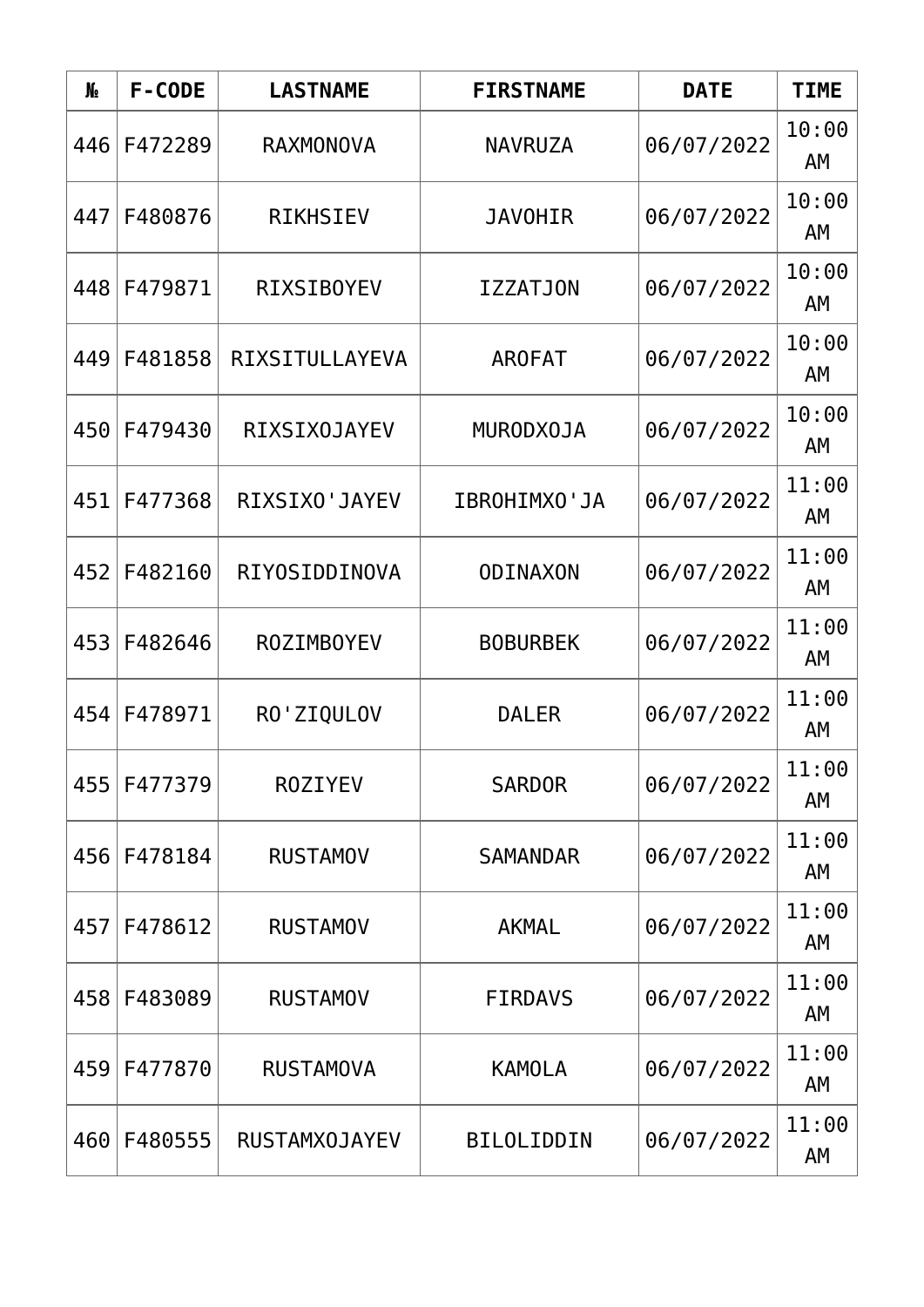| № | F-CODE | LASTNAME | FIRSTNAME | DATE | TIME |
|---|---|---|---|---|---|
| 446 | F472289 | RAXMONOVA | NAVRUZA | 06/07/2022 | 10:00 AM |
| 447 | F480876 | RIKHSIEV | JAVOHIR | 06/07/2022 | 10:00 AM |
| 448 | F479871 | RIXSIBOYEV | IZZATJON | 06/07/2022 | 10:00 AM |
| 449 | F481858 | RIXSITULLAYEVA | AROFAT | 06/07/2022 | 10:00 AM |
| 450 | F479430 | RIXSIXOJAYEV | MURODXOJA | 06/07/2022 | 10:00 AM |
| 451 | F477368 | RIXSIXO'JAYEV | IBROHIMXO'JA | 06/07/2022 | 11:00 AM |
| 452 | F482160 | RIYOSIDDINOVA | ODINAXON | 06/07/2022 | 11:00 AM |
| 453 | F482646 | ROZIMBOYEV | BOBURBEK | 06/07/2022 | 11:00 AM |
| 454 | F478971 | RO'ZIQULOV | DALER | 06/07/2022 | 11:00 AM |
| 455 | F477379 | ROZIYEV | SARDOR | 06/07/2022 | 11:00 AM |
| 456 | F478184 | RUSTAMOV | SAMANDAR | 06/07/2022 | 11:00 AM |
| 457 | F478612 | RUSTAMOV | AKMAL | 06/07/2022 | 11:00 AM |
| 458 | F483089 | RUSTAMOV | FIRDAVS | 06/07/2022 | 11:00 AM |
| 459 | F477870 | RUSTAMOVA | KAMOLA | 06/07/2022 | 11:00 AM |
| 460 | F480555 | RUSTAMXOJAYEV | BILOLIDDIN | 06/07/2022 | 11:00 AM |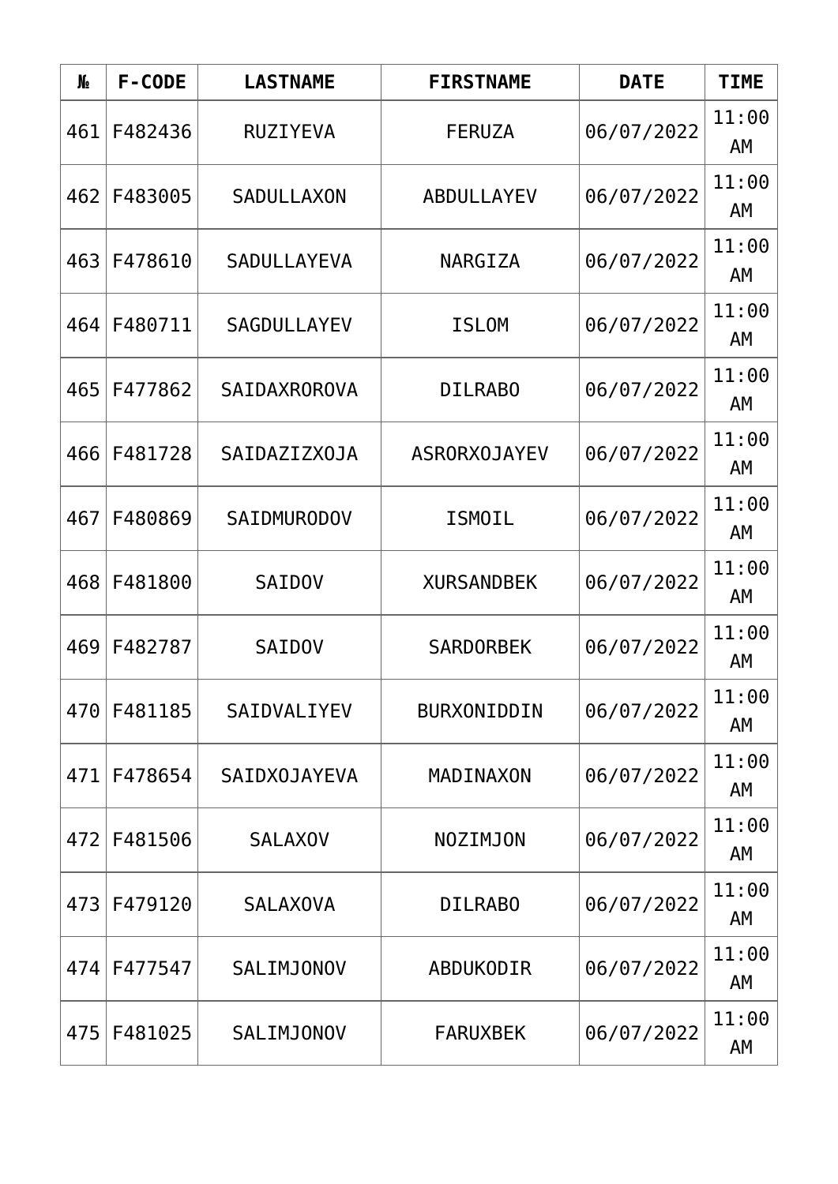| № | F-CODE | LASTNAME | FIRSTNAME | DATE | TIME |
|---|---|---|---|---|---|
| 461 | F482436 | RUZIYEVA | FERUZA | 06/07/2022 | 11:00 AM |
| 462 | F483005 | SADULLAXON | ABDULLAYEV | 06/07/2022 | 11:00 AM |
| 463 | F478610 | SADULLAYEVA | NARGIZA | 06/07/2022 | 11:00 AM |
| 464 | F480711 | SAGDULLAYEV | ISLOM | 06/07/2022 | 11:00 AM |
| 465 | F477862 | SAIDAXROROVA | DILRABO | 06/07/2022 | 11:00 AM |
| 466 | F481728 | SAIDAZIZXOJA | ASRORXOJAYEV | 06/07/2022 | 11:00 AM |
| 467 | F480869 | SAIDMURODOV | ISMOIL | 06/07/2022 | 11:00 AM |
| 468 | F481800 | SAIDOV | XURSANDBEK | 06/07/2022 | 11:00 AM |
| 469 | F482787 | SAIDOV | SARDORBEK | 06/07/2022 | 11:00 AM |
| 470 | F481185 | SAIDVALIYEV | BURXONIDDIN | 06/07/2022 | 11:00 AM |
| 471 | F478654 | SAIDXOJAYEVA | MADINAXON | 06/07/2022 | 11:00 AM |
| 472 | F481506 | SALAXOV | NOZIMJON | 06/07/2022 | 11:00 AM |
| 473 | F479120 | SALAXOVA | DILRABO | 06/07/2022 | 11:00 AM |
| 474 | F477547 | SALIMJONOV | ABDUKODIR | 06/07/2022 | 11:00 AM |
| 475 | F481025 | SALIMJONOV | FARUXBEK | 06/07/2022 | 11:00 AM |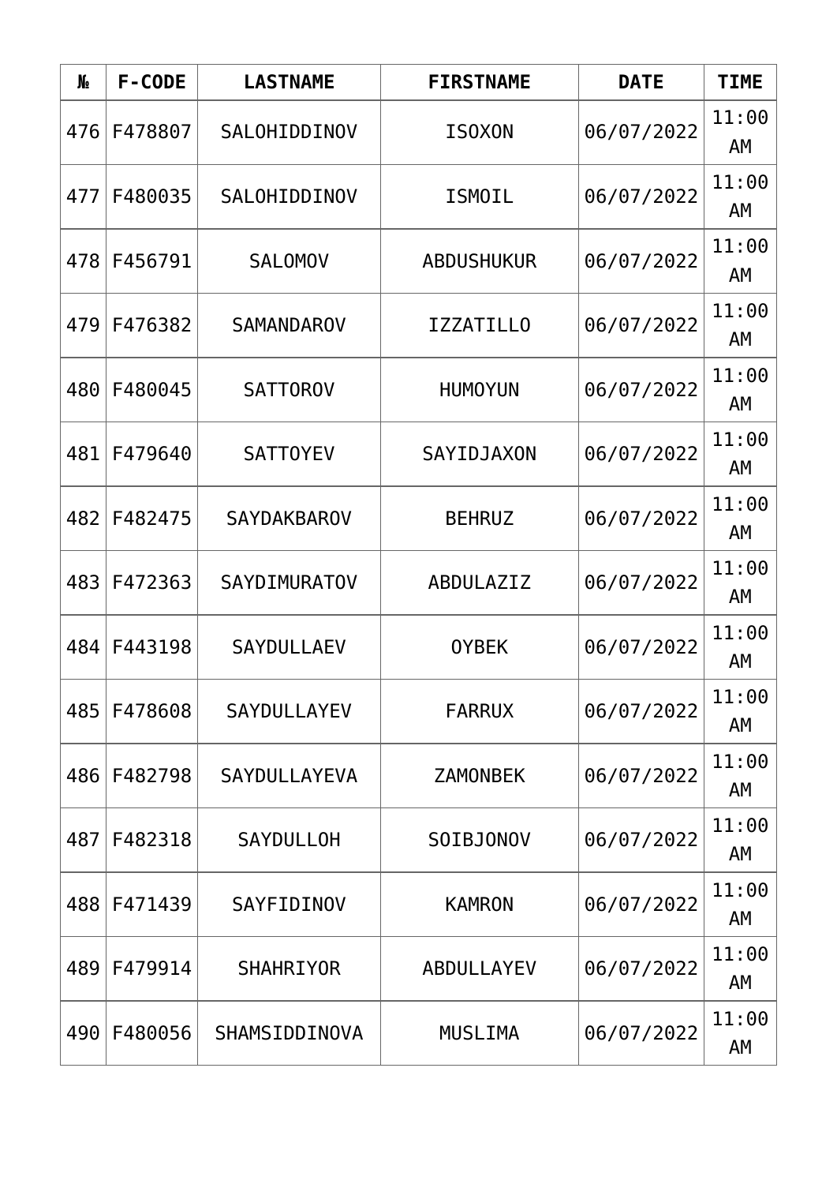| № | F-CODE | LASTNAME | FIRSTNAME | DATE | TIME |
|---|---|---|---|---|---|
| 476 | F478807 | SALOHIDDINOV | ISOXON | 06/07/2022 | 11:00 AM |
| 477 | F480035 | SALOHIDDINOV | ISMOIL | 06/07/2022 | 11:00 AM |
| 478 | F456791 | SALOMOV | ABDUSHUKUR | 06/07/2022 | 11:00 AM |
| 479 | F476382 | SAMANDAROV | IZZATILLO | 06/07/2022 | 11:00 AM |
| 480 | F480045 | SATTOROV | HUMOYUN | 06/07/2022 | 11:00 AM |
| 481 | F479640 | SATTOYEV | SAYIDJAXON | 06/07/2022 | 11:00 AM |
| 482 | F482475 | SAYDAKBAROV | BEHRUZ | 06/07/2022 | 11:00 AM |
| 483 | F472363 | SAYDIMURATOV | ABDULAZIZ | 06/07/2022 | 11:00 AM |
| 484 | F443198 | SAYDULLAEV | OYBEK | 06/07/2022 | 11:00 AM |
| 485 | F478608 | SAYDULLAYEV | FARRUX | 06/07/2022 | 11:00 AM |
| 486 | F482798 | SAYDULLAYEVA | ZAMONBEK | 06/07/2022 | 11:00 AM |
| 487 | F482318 | SAYDULLOH | SOIBJONOV | 06/07/2022 | 11:00 AM |
| 488 | F471439 | SAYFIDINOV | KAMRON | 06/07/2022 | 11:00 AM |
| 489 | F479914 | SHAHRIYOR | ABDULLAYEV | 06/07/2022 | 11:00 AM |
| 490 | F480056 | SHAMSIDDINOVA | MUSLIMA | 06/07/2022 | 11:00 AM |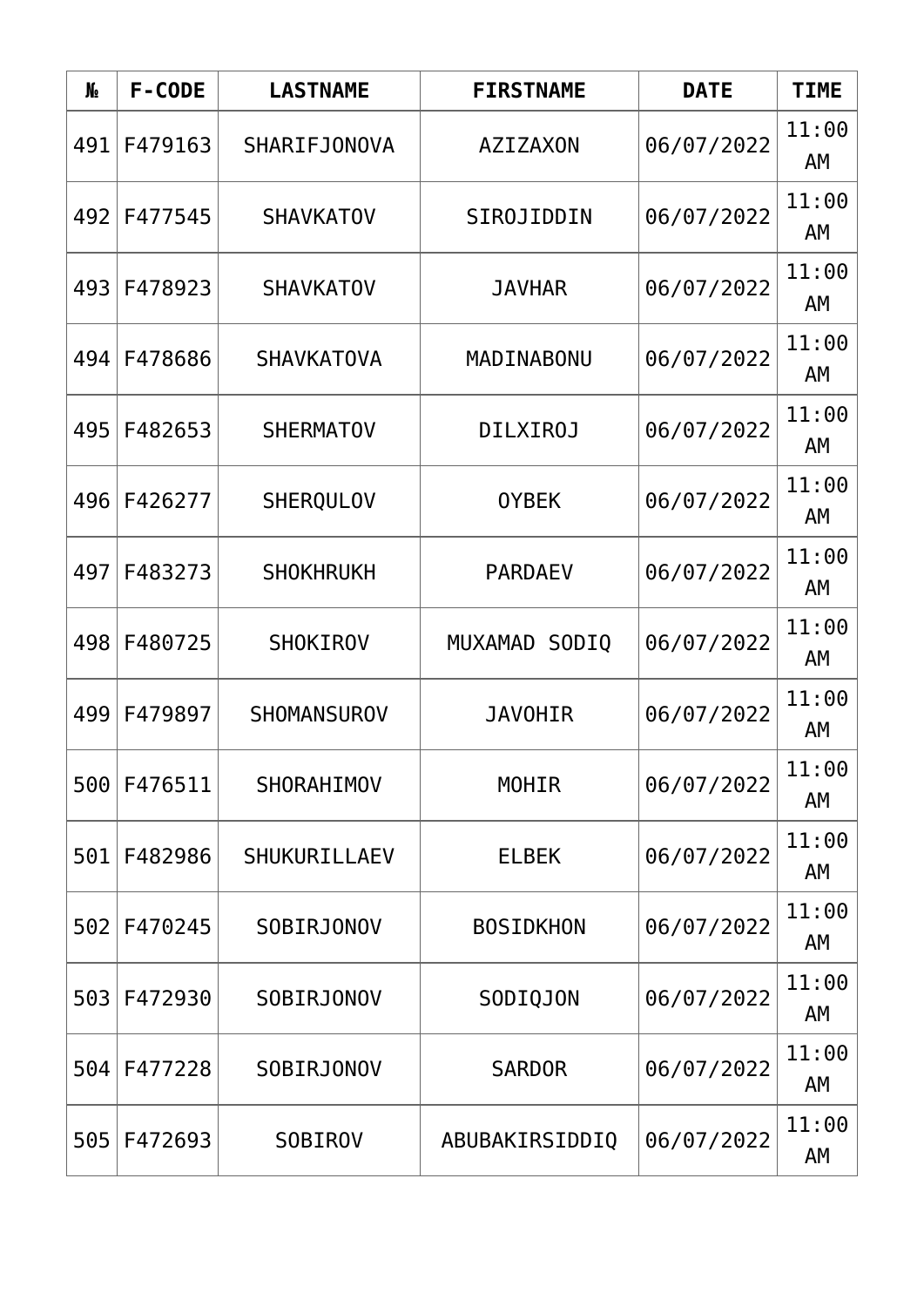| № | F-CODE | LASTNAME | FIRSTNAME | DATE | TIME |
|---|---|---|---|---|---|
| 491 | F479163 | SHARIFJONOVA | AZIZAXON | 06/07/2022 | 11:00 AM |
| 492 | F477545 | SHAVKATOV | SIROJIDDIN | 06/07/2022 | 11:00 AM |
| 493 | F478923 | SHAVKATOV | JAVHAR | 06/07/2022 | 11:00 AM |
| 494 | F478686 | SHAVKATOVA | MADINABONU | 06/07/2022 | 11:00 AM |
| 495 | F482653 | SHERMATOV | DILXIROJ | 06/07/2022 | 11:00 AM |
| 496 | F426277 | SHERQULOV | OYBEK | 06/07/2022 | 11:00 AM |
| 497 | F483273 | SHOKHRUKH | PARDAEV | 06/07/2022 | 11:00 AM |
| 498 | F480725 | SHOKIROV | MUXAMAD SODIQ | 06/07/2022 | 11:00 AM |
| 499 | F479897 | SHOMANSUROV | JAVOHIR | 06/07/2022 | 11:00 AM |
| 500 | F476511 | SHORAHIMOV | MOHIR | 06/07/2022 | 11:00 AM |
| 501 | F482986 | SHUKURILLAEV | ELBEK | 06/07/2022 | 11:00 AM |
| 502 | F470245 | SOBIRJONOV | BOSIDKHON | 06/07/2022 | 11:00 AM |
| 503 | F472930 | SOBIRJONOV | SODIQJON | 06/07/2022 | 11:00 AM |
| 504 | F477228 | SOBIRJONOV | SARDOR | 06/07/2022 | 11:00 AM |
| 505 | F472693 | SOBIROV | ABUBAKIRSIDDIQ | 06/07/2022 | 11:00 AM |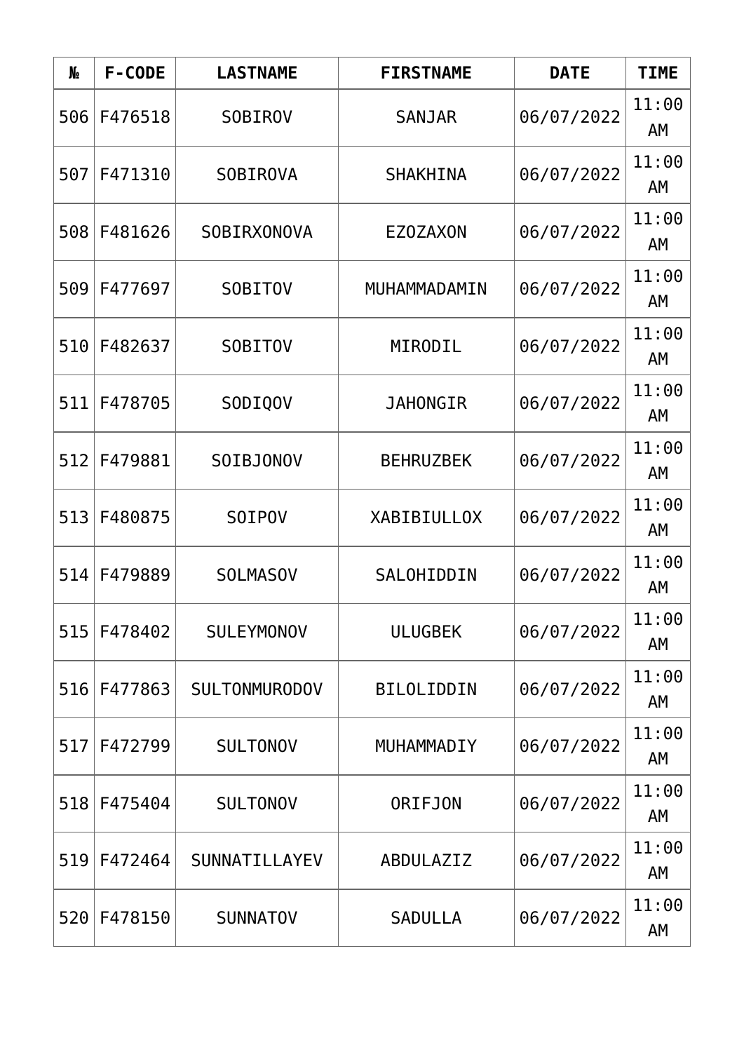| № | F-CODE | LASTNAME | FIRSTNAME | DATE | TIME |
|---|---|---|---|---|---|
| 506 | F476518 | SOBIROV | SANJAR | 06/07/2022 | 11:00 AM |
| 507 | F471310 | SOBIROVA | SHAKHINA | 06/07/2022 | 11:00 AM |
| 508 | F481626 | SOBIRXONOVA | EZOZAXON | 06/07/2022 | 11:00 AM |
| 509 | F477697 | SOBITOV | MUHAMMADAMIN | 06/07/2022 | 11:00 AM |
| 510 | F482637 | SOBITOV | MIRODIL | 06/07/2022 | 11:00 AM |
| 511 | F478705 | SODIQOV | JAHONGIR | 06/07/2022 | 11:00 AM |
| 512 | F479881 | SOIBJONOV | BEHRUZBEK | 06/07/2022 | 11:00 AM |
| 513 | F480875 | SOIPOV | XABIBIULLOX | 06/07/2022 | 11:00 AM |
| 514 | F479889 | SOLMASOV | SALOHIDDIN | 06/07/2022 | 11:00 AM |
| 515 | F478402 | SULEYMONOV | ULUGBEK | 06/07/2022 | 11:00 AM |
| 516 | F477863 | SULTONMURODOV | BILOLIDDIN | 06/07/2022 | 11:00 AM |
| 517 | F472799 | SULTONOV | MUHAMMADIY | 06/07/2022 | 11:00 AM |
| 518 | F475404 | SULTONOV | ORIFJON | 06/07/2022 | 11:00 AM |
| 519 | F472464 | SUNNATILLAYEV | ABDULAZIZ | 06/07/2022 | 11:00 AM |
| 520 | F478150 | SUNNATOV | SADULLA | 06/07/2022 | 11:00 AM |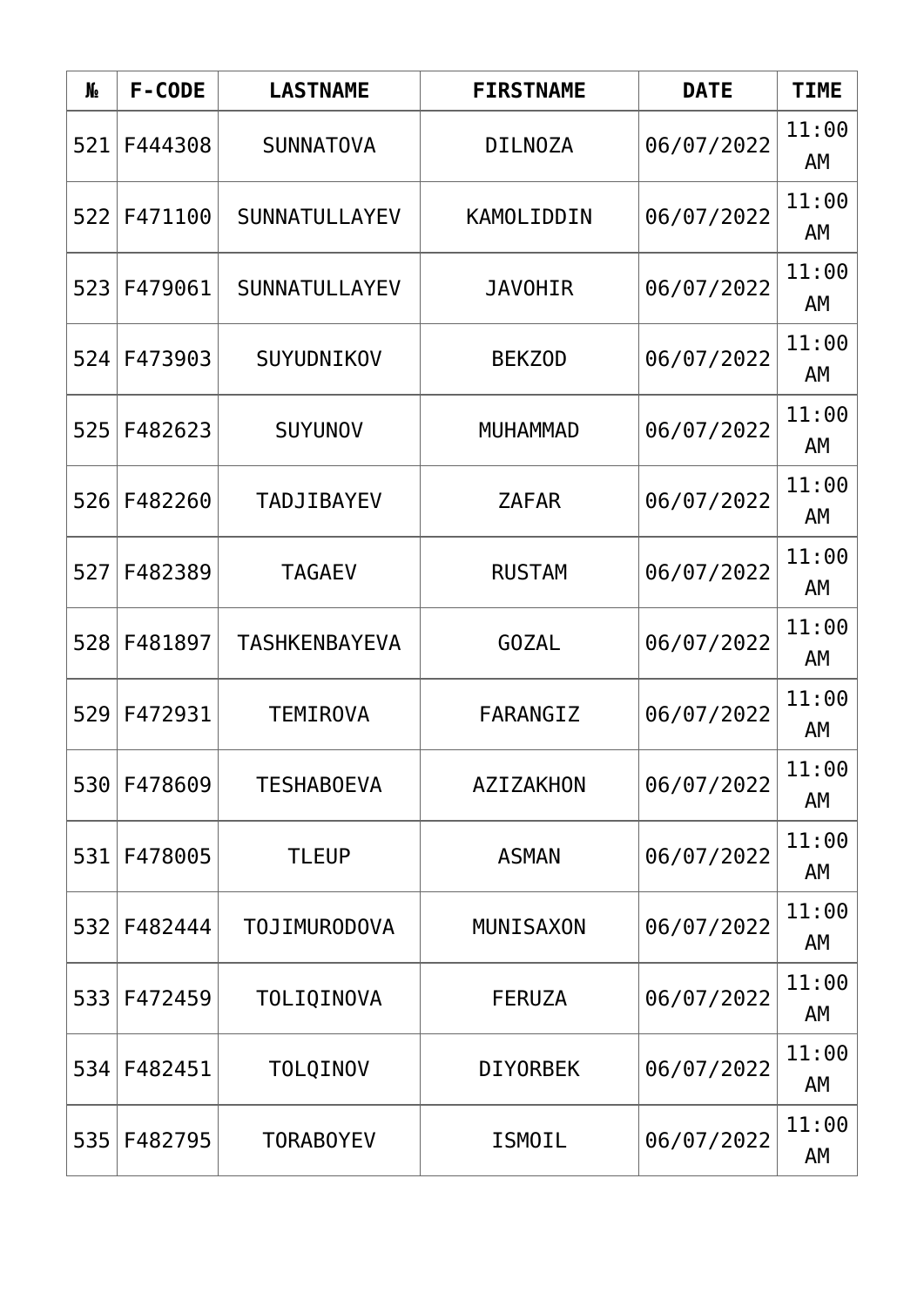| № | F-CODE | LASTNAME | FIRSTNAME | DATE | TIME |
|---|---|---|---|---|---|
| 521 | F444308 | SUNNATOVA | DILNOZA | 06/07/2022 | 11:00 AM |
| 522 | F471100 | SUNNATULLAYEV | KAMOLIDDIN | 06/07/2022 | 11:00 AM |
| 523 | F479061 | SUNNATULLAYEV | JAVOHIR | 06/07/2022 | 11:00 AM |
| 524 | F473903 | SUYUDNIKOV | BEKZOD | 06/07/2022 | 11:00 AM |
| 525 | F482623 | SUYUNOV | MUHAMMAD | 06/07/2022 | 11:00 AM |
| 526 | F482260 | TADJIBAYEV | ZAFAR | 06/07/2022 | 11:00 AM |
| 527 | F482389 | TAGAEV | RUSTAM | 06/07/2022 | 11:00 AM |
| 528 | F481897 | TASHKENBAYEVA | GOZAL | 06/07/2022 | 11:00 AM |
| 529 | F472931 | TEMIROVA | FARANGIZ | 06/07/2022 | 11:00 AM |
| 530 | F478609 | TESHABOEVA | AZIZAKHON | 06/07/2022 | 11:00 AM |
| 531 | F478005 | TLEUP | ASMAN | 06/07/2022 | 11:00 AM |
| 532 | F482444 | TOJIMURODOVA | MUNISAXON | 06/07/2022 | 11:00 AM |
| 533 | F472459 | TOLIQINOVA | FERUZA | 06/07/2022 | 11:00 AM |
| 534 | F482451 | TOLQINOV | DIYORBEK | 06/07/2022 | 11:00 AM |
| 535 | F482795 | TORABOYEV | ISMOIL | 06/07/2022 | 11:00 AM |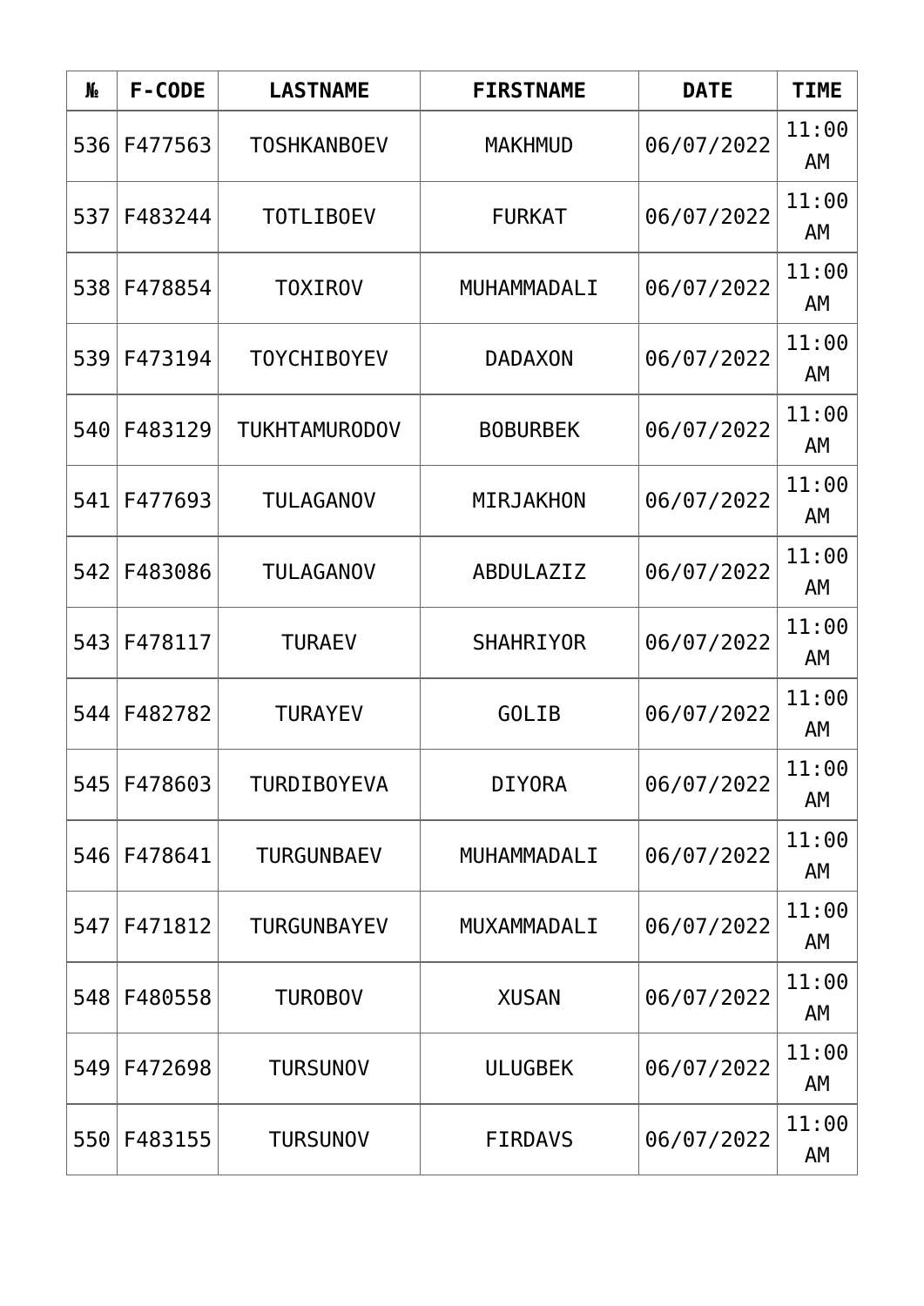| № | F-CODE | LASTNAME | FIRSTNAME | DATE | TIME |
|---|---|---|---|---|---|
| 536 | F477563 | TOSHKANBOEV | MAKHMUD | 06/07/2022 | 11:00 AM |
| 537 | F483244 | TOTLIBOEV | FURKAT | 06/07/2022 | 11:00 AM |
| 538 | F478854 | TOXIROV | MUHAMMADALI | 06/07/2022 | 11:00 AM |
| 539 | F473194 | TOYCHIBOYEV | DADAXON | 06/07/2022 | 11:00 AM |
| 540 | F483129 | TUKHTAMURODOV | BOBURBEK | 06/07/2022 | 11:00 AM |
| 541 | F477693 | TULAGANOV | MIRJAKHON | 06/07/2022 | 11:00 AM |
| 542 | F483086 | TULAGANOV | ABDULAZIZ | 06/07/2022 | 11:00 AM |
| 543 | F478117 | TURAEV | SHAHRIYOR | 06/07/2022 | 11:00 AM |
| 544 | F482782 | TURAYEV | GOLIB | 06/07/2022 | 11:00 AM |
| 545 | F478603 | TURDIBOYEVA | DIYORA | 06/07/2022 | 11:00 AM |
| 546 | F478641 | TURGUNBAEV | MUHAMMADALI | 06/07/2022 | 11:00 AM |
| 547 | F471812 | TURGUNBAYEV | MUXAMMADALI | 06/07/2022 | 11:00 AM |
| 548 | F480558 | TUROBOV | XUSAN | 06/07/2022 | 11:00 AM |
| 549 | F472698 | TURSUNOV | ULUGBEK | 06/07/2022 | 11:00 AM |
| 550 | F483155 | TURSUNOV | FIRDAVS | 06/07/2022 | 11:00 AM |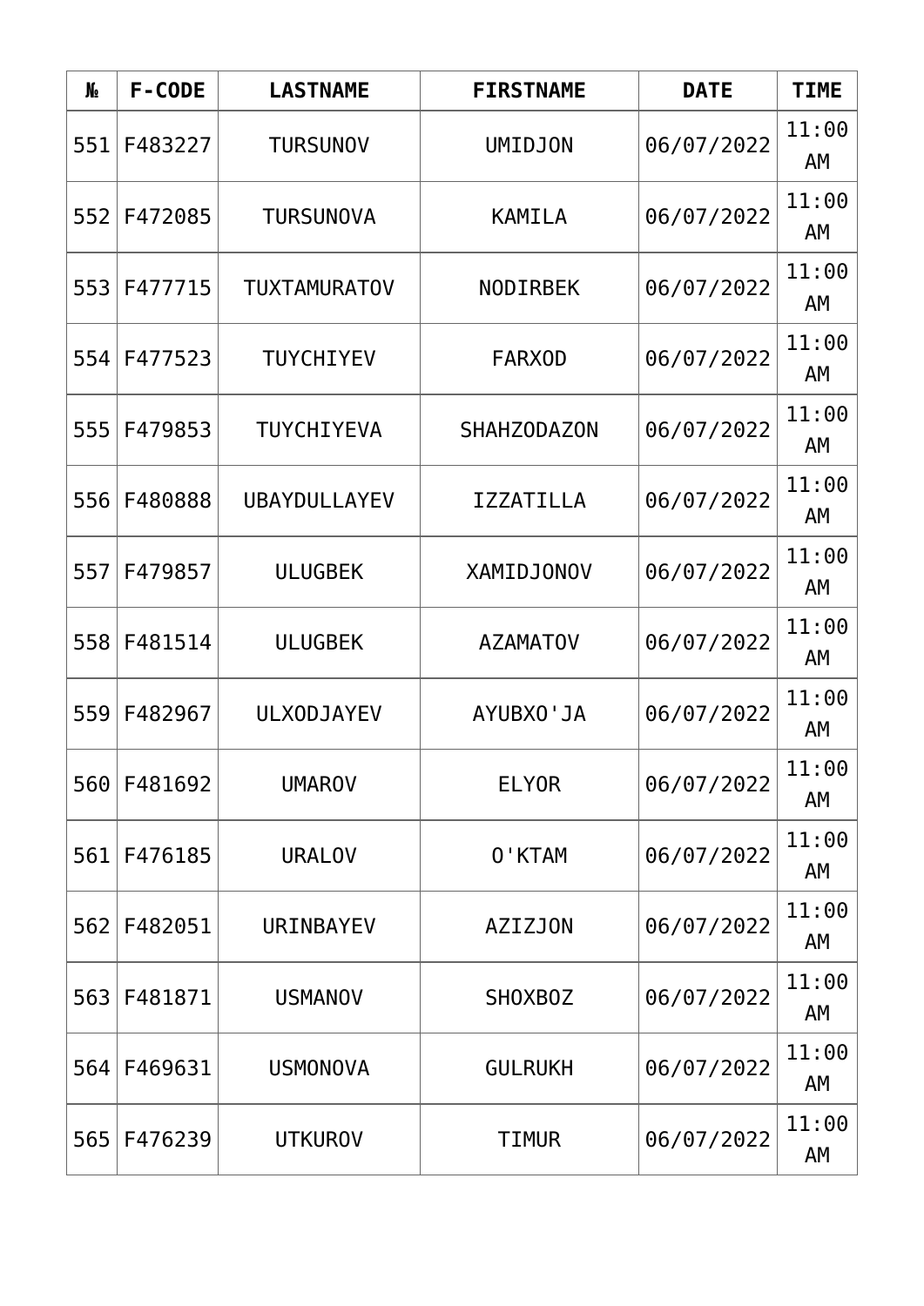| № | F-CODE | LASTNAME | FIRSTNAME | DATE | TIME |
|---|---|---|---|---|---|
| 551 | F483227 | TURSUNOV | UMIDJON | 06/07/2022 | 11:00 AM |
| 552 | F472085 | TURSUNOVA | KAMILA | 06/07/2022 | 11:00 AM |
| 553 | F477715 | TUXTAMURATOV | NODIRBEK | 06/07/2022 | 11:00 AM |
| 554 | F477523 | TUYCHIYEV | FARXOD | 06/07/2022 | 11:00 AM |
| 555 | F479853 | TUYCHIYEVA | SHAHZODAZON | 06/07/2022 | 11:00 AM |
| 556 | F480888 | UBAYDULLAYEV | IZZATILLA | 06/07/2022 | 11:00 AM |
| 557 | F479857 | ULUGBEK | XAMIDJONOV | 06/07/2022 | 11:00 AM |
| 558 | F481514 | ULUGBEK | AZAMATOV | 06/07/2022 | 11:00 AM |
| 559 | F482967 | ULXODJAYEV | AYUBXO'JA | 06/07/2022 | 11:00 AM |
| 560 | F481692 | UMAROV | ELYOR | 06/07/2022 | 11:00 AM |
| 561 | F476185 | URALOV | O'KTAM | 06/07/2022 | 11:00 AM |
| 562 | F482051 | URINBAYEV | AZIZJON | 06/07/2022 | 11:00 AM |
| 563 | F481871 | USMANOV | SHOXBOZ | 06/07/2022 | 11:00 AM |
| 564 | F469631 | USMONOVA | GULRUKH | 06/07/2022 | 11:00 AM |
| 565 | F476239 | UTKUROV | TIMUR | 06/07/2022 | 11:00 AM |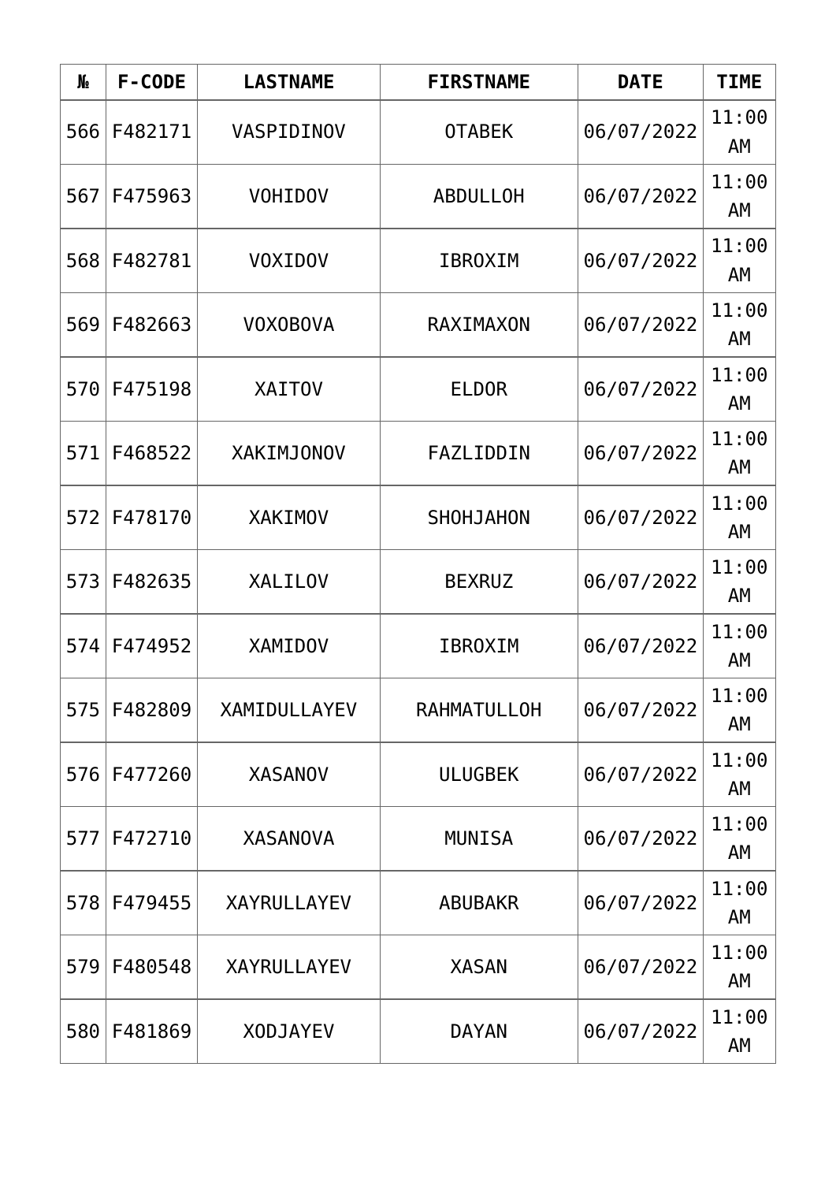| № | F-CODE | LASTNAME | FIRSTNAME | DATE | TIME |
|---|---|---|---|---|---|
| 566 | F482171 | VASPIDINOV | OTABEK | 06/07/2022 | 11:00 AM |
| 567 | F475963 | VOHIDOV | ABDULLOH | 06/07/2022 | 11:00 AM |
| 568 | F482781 | VOXIDOV | IBROXIM | 06/07/2022 | 11:00 AM |
| 569 | F482663 | VOXOBOVA | RAXIMAXON | 06/07/2022 | 11:00 AM |
| 570 | F475198 | XAITOV | ELDOR | 06/07/2022 | 11:00 AM |
| 571 | F468522 | XAKIMJONOV | FAZLIDDIN | 06/07/2022 | 11:00 AM |
| 572 | F478170 | XAKIMOV | SHOHJAHON | 06/07/2022 | 11:00 AM |
| 573 | F482635 | XALILOV | BEXRUZ | 06/07/2022 | 11:00 AM |
| 574 | F474952 | XAMIDOV | IBROXIM | 06/07/2022 | 11:00 AM |
| 575 | F482809 | XAMIDULLAYEV | RAHMATULLOH | 06/07/2022 | 11:00 AM |
| 576 | F477260 | XASANOV | ULUGBEK | 06/07/2022 | 11:00 AM |
| 577 | F472710 | XASANOVA | MUNISA | 06/07/2022 | 11:00 AM |
| 578 | F479455 | XAYRULLAYEV | ABUBAKR | 06/07/2022 | 11:00 AM |
| 579 | F480548 | XAYRULLAYEV | XASAN | 06/07/2022 | 11:00 AM |
| 580 | F481869 | XODJAYEV | DAYAN | 06/07/2022 | 11:00 AM |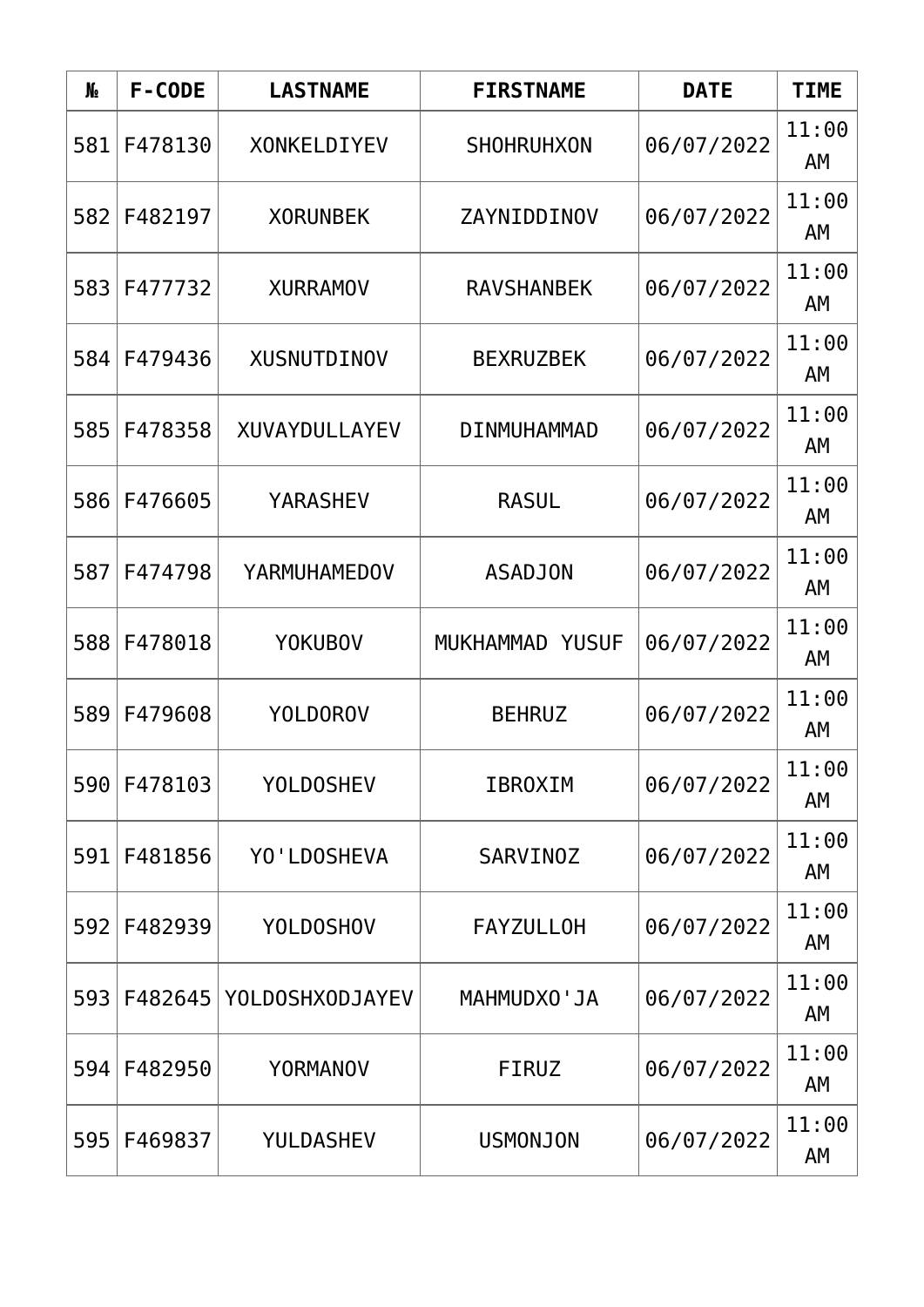| № | F-CODE | LASTNAME | FIRSTNAME | DATE | TIME |
|---|---|---|---|---|---|
| 581 | F478130 | XONKELDIYEV | SHOHRUHXON | 06/07/2022 | 11:00 AM |
| 582 | F482197 | XORUNBEK | ZAYNIDDINOV | 06/07/2022 | 11:00 AM |
| 583 | F477732 | XURRAMOV | RAVSHANBEK | 06/07/2022 | 11:00 AM |
| 584 | F479436 | XUSNUTDINOV | BEXRUZBEK | 06/07/2022 | 11:00 AM |
| 585 | F478358 | XUVAYDULLAYEV | DINMUHAMMAD | 06/07/2022 | 11:00 AM |
| 586 | F476605 | YARASHEV | RASUL | 06/07/2022 | 11:00 AM |
| 587 | F474798 | YARMUHAMEDOV | ASADJON | 06/07/2022 | 11:00 AM |
| 588 | F478018 | YOKUBOV | MUKHAMMAD YUSUF | 06/07/2022 | 11:00 AM |
| 589 | F479608 | YOLDOROV | BEHRUZ | 06/07/2022 | 11:00 AM |
| 590 | F478103 | YOLDOSHEV | IBROXIM | 06/07/2022 | 11:00 AM |
| 591 | F481856 | YO'LDOSHEVA | SARVINOZ | 06/07/2022 | 11:00 AM |
| 592 | F482939 | YOLDOSHOV | FAYZULLOH | 06/07/2022 | 11:00 AM |
| 593 | F482645 | YOLDOSHXODJAYEV | MAHMUDXO'JA | 06/07/2022 | 11:00 AM |
| 594 | F482950 | YORMANOV | FIRUZ | 06/07/2022 | 11:00 AM |
| 595 | F469837 | YULDASHEV | USMONJON | 06/07/2022 | 11:00 AM |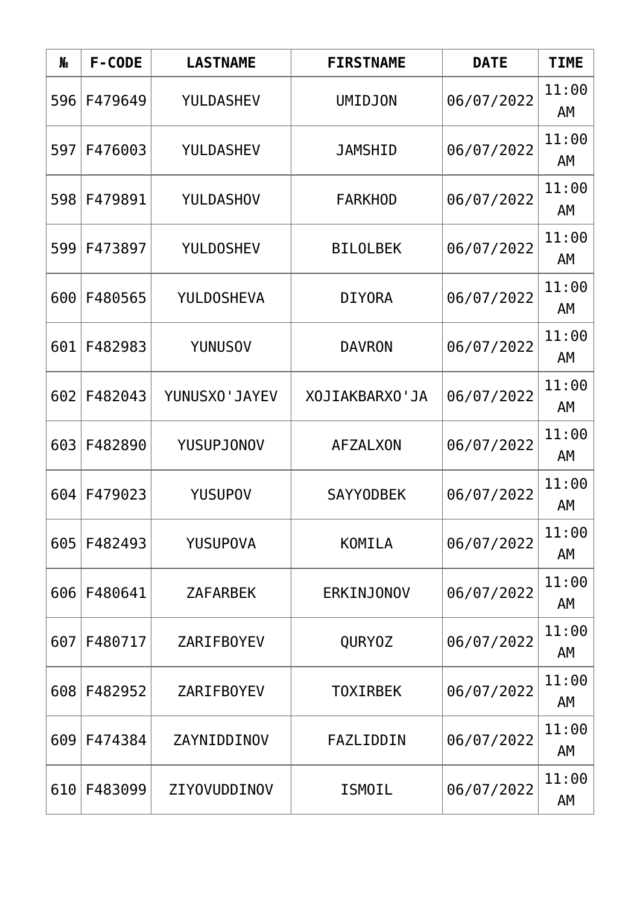| № | F-CODE | LASTNAME | FIRSTNAME | DATE | TIME |
|---|---|---|---|---|---|
| 596 | F479649 | YULDASHEV | UMIDJON | 06/07/2022 | 11:00 AM |
| 597 | F476003 | YULDASHEV | JAMSHID | 06/07/2022 | 11:00 AM |
| 598 | F479891 | YULDASHOV | FARKHOD | 06/07/2022 | 11:00 AM |
| 599 | F473897 | YULDOSHEV | BILOLBEK | 06/07/2022 | 11:00 AM |
| 600 | F480565 | YULDOSHEVA | DIYORA | 06/07/2022 | 11:00 AM |
| 601 | F482983 | YUNUSOV | DAVRON | 06/07/2022 | 11:00 AM |
| 602 | F482043 | YUNUSXO'JAYEV | XOJIAKBARXO'JA | 06/07/2022 | 11:00 AM |
| 603 | F482890 | YUSUPJONOV | AFZALXON | 06/07/2022 | 11:00 AM |
| 604 | F479023 | YUSUPOV | SAYYODBEK | 06/07/2022 | 11:00 AM |
| 605 | F482493 | YUSUPOVA | KOMILA | 06/07/2022 | 11:00 AM |
| 606 | F480641 | ZAFARBEK | ERKINJONOV | 06/07/2022 | 11:00 AM |
| 607 | F480717 | ZARIFBOYEV | QURYOZ | 06/07/2022 | 11:00 AM |
| 608 | F482952 | ZARIFBOYEV | TOXIRBEK | 06/07/2022 | 11:00 AM |
| 609 | F474384 | ZAYNIDDINOV | FAZLIDDIN | 06/07/2022 | 11:00 AM |
| 610 | F483099 | ZIYOVUDDINOV | ISMOIL | 06/07/2022 | 11:00 AM |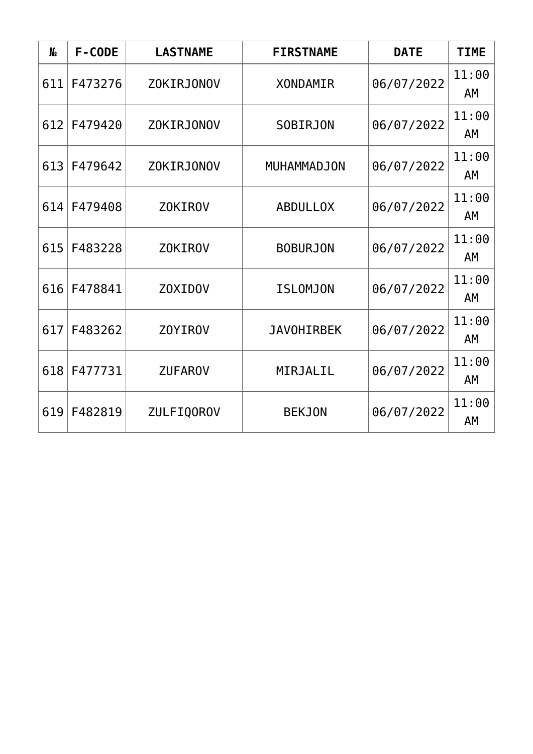| № | F-CODE | LASTNAME | FIRSTNAME | DATE | TIME |
|---|---|---|---|---|---|
| 611 | F473276 | ZOKIRJONOV | XONDAMIR | 06/07/2022 | 11:00 AM |
| 612 | F479420 | ZOKIRJONOV | SOBIRJON | 06/07/2022 | 11:00 AM |
| 613 | F479642 | ZOKIRJONOV | MUHAMMADJON | 06/07/2022 | 11:00 AM |
| 614 | F479408 | ZOKIROV | ABDULLOX | 06/07/2022 | 11:00 AM |
| 615 | F483228 | ZOKIROV | BOBURJON | 06/07/2022 | 11:00 AM |
| 616 | F478841 | ZOXIDOV | ISLOMJON | 06/07/2022 | 11:00 AM |
| 617 | F483262 | ZOYIROV | JAVOHIRBEK | 06/07/2022 | 11:00 AM |
| 618 | F477731 | ZUFAROV | MIRJALIL | 06/07/2022 | 11:00 AM |
| 619 | F482819 | ZULFIQOROV | BEKJON | 06/07/2022 | 11:00 AM |